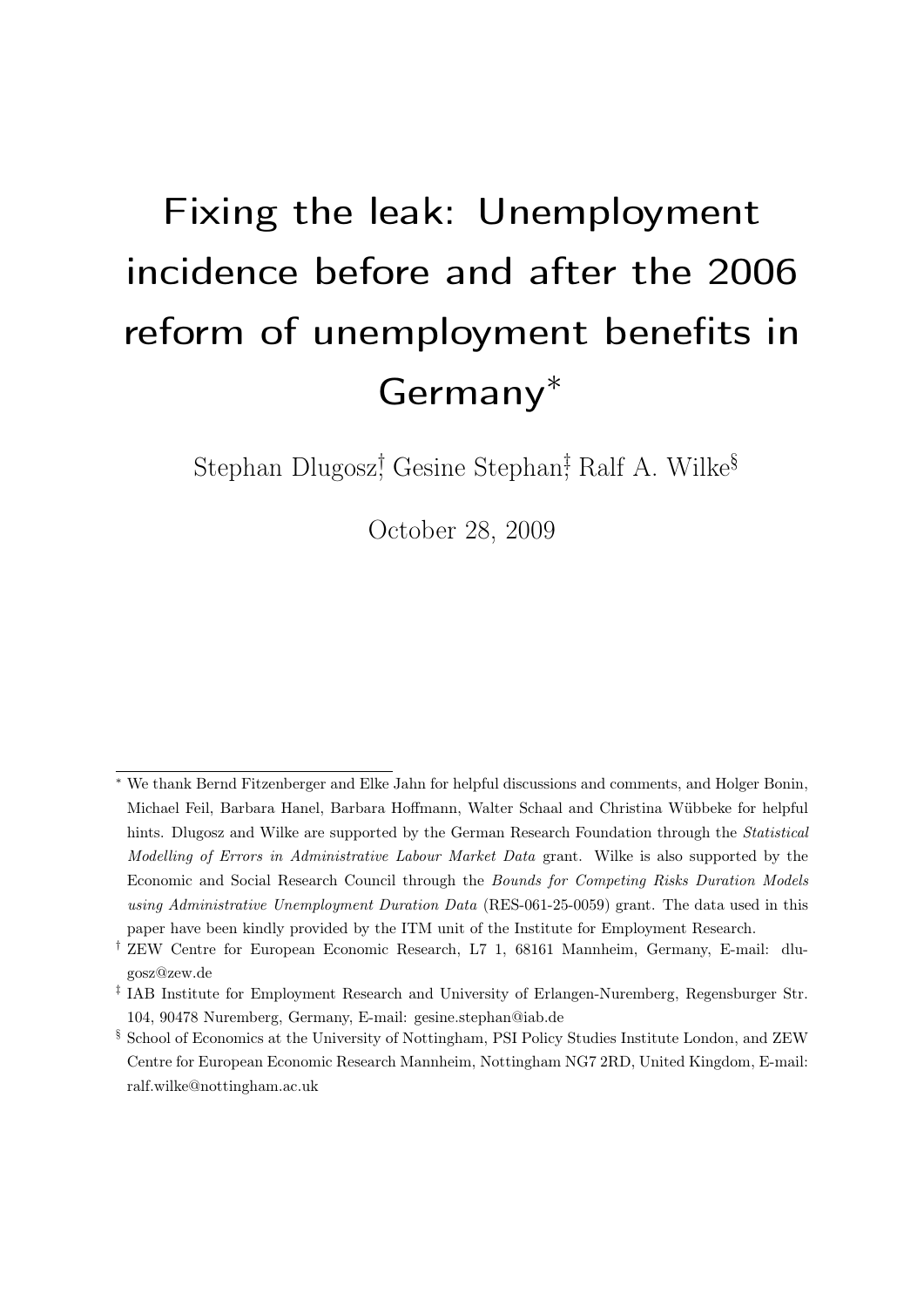# Fixing the leak: Unemployment incidence before and after the 2006 reform of unemployment benefits in Germany*

Stephan Dlugosz[†], Gesine Stephan[‡], Ralf A. Wilke[§]

October 28, 2009

---

[*] We thank Bernd Fitzenberger and Elke Jahn for helpful discussions and comments, and Holger Bonin, Michael Feil, Barbara Hanel, Barbara Hoffmann, Walter Schaal and Christina Wübbeke for helpful hints. Dlugosz and Wilke are supported by the German Research Foundation through the *Statistical Modelling of Errors in Administrative Labour Market Data* grant. Wilke is also supported by the Economic and Social Research Council through the *Bounds for Competing Risks Duration Models using Administrative Unemployment Duration Data* (RES-061-25-0059) grant. The data used in this paper have been kindly provided by the ITM unit of the Institute for Employment Research.

[†] ZEW Centre for European Economic Research, L7 1, 68161 Mannheim, Germany, E-mail: dlugosz@zew.de

[‡] IAB Institute for Employment Research and University of Erlangen-Nuremberg, Regensburger Str. 104, 90478 Nuremberg, Germany, E-mail: gesine.stephan@iab.de

[§] School of Economics at the University of Nottingham, PSI Policy Studies Institute London, and ZEW Centre for European Economic Research Mannheim, Nottingham NG7 2RD, United Kingdom, E-mail: ralf.wilke@nottingham.ac.uk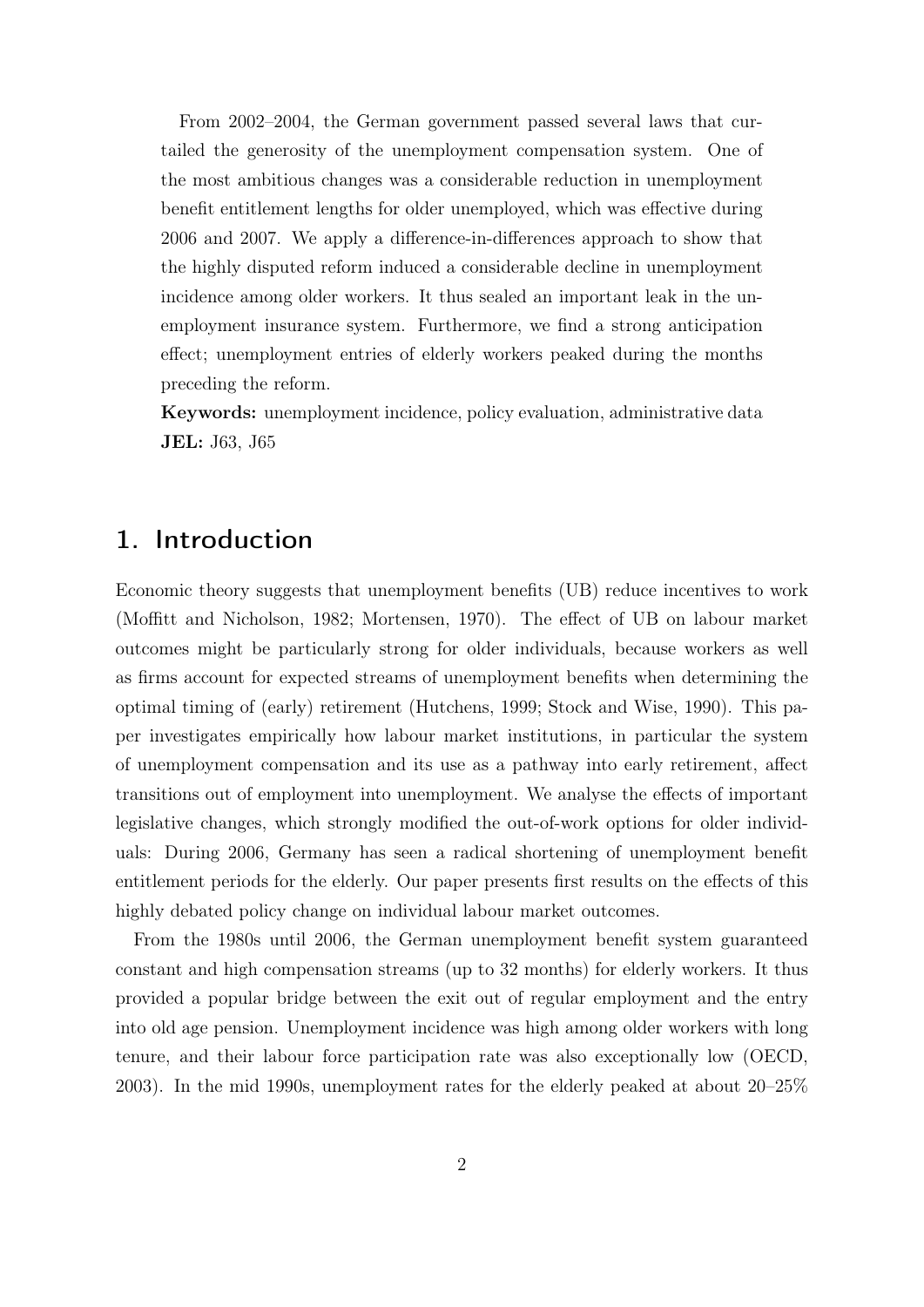From 2002–2004, the German government passed several laws that curtailed the generosity of the unemployment compensation system. One of the most ambitious changes was a considerable reduction in unemployment benefit entitlement lengths for older unemployed, which was effective during 2006 and 2007. We apply a difference-in-differences approach to show that the highly disputed reform induced a considerable decline in unemployment incidence among older workers. It thus sealed an important leak in the unemployment insurance system. Furthermore, we find a strong anticipation effect; unemployment entries of elderly workers peaked during the months preceding the reform.

**Keywords:** unemployment incidence, policy evaluation, administrative data
**JEL:** J63, J65

## 1. Introduction

Economic theory suggests that unemployment benefits (UB) reduce incentives to work (Moffitt and Nicholson, 1982; Mortensen, 1970). The effect of UB on labour market outcomes might be particularly strong for older individuals, because workers as well as firms account for expected streams of unemployment benefits when determining the optimal timing of (early) retirement (Hutchens, 1999; Stock and Wise, 1990). This paper investigates empirically how labour market institutions, in particular the system of unemployment compensation and its use as a pathway into early retirement, affect transitions out of employment into unemployment. We analyse the effects of important legislative changes, which strongly modified the out-of-work options for older individuals: During 2006, Germany has seen a radical shortening of unemployment benefit entitlement periods for the elderly. Our paper presents first results on the effects of this highly debated policy change on individual labour market outcomes.

From the 1980s until 2006, the German unemployment benefit system guaranteed constant and high compensation streams (up to 32 months) for elderly workers. It thus provided a popular bridge between the exit out of regular employment and the entry into old age pension. Unemployment incidence was high among older workers with long tenure, and their labour force participation rate was also exceptionally low (OECD, 2003). In the mid 1990s, unemployment rates for the elderly peaked at about 20–25%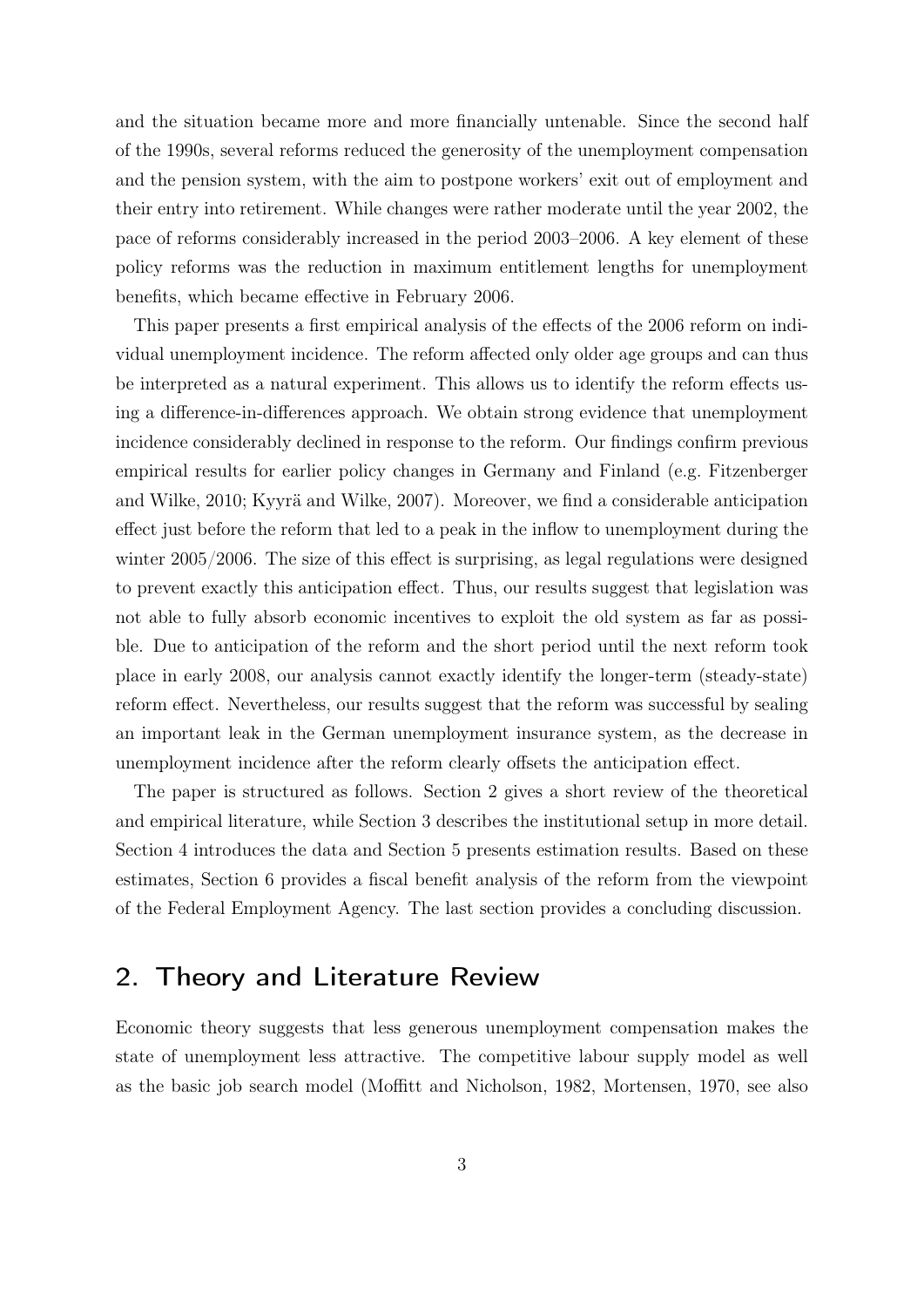and the situation became more and more financially untenable. Since the second half of the 1990s, several reforms reduced the generosity of the unemployment compensation and the pension system, with the aim to postpone workers' exit out of employment and their entry into retirement. While changes were rather moderate until the year 2002, the pace of reforms considerably increased in the period 2003–2006. A key element of these policy reforms was the reduction in maximum entitlement lengths for unemployment benefits, which became effective in February 2006.

This paper presents a first empirical analysis of the effects of the 2006 reform on individual unemployment incidence. The reform affected only older age groups and can thus be interpreted as a natural experiment. This allows us to identify the reform effects using a difference-in-differences approach. We obtain strong evidence that unemployment incidence considerably declined in response to the reform. Our findings confirm previous empirical results for earlier policy changes in Germany and Finland (e.g. Fitzenberger and Wilke, 2010; Kyyrä and Wilke, 2007). Moreover, we find a considerable anticipation effect just before the reform that led to a peak in the inflow to unemployment during the winter 2005/2006. The size of this effect is surprising, as legal regulations were designed to prevent exactly this anticipation effect. Thus, our results suggest that legislation was not able to fully absorb economic incentives to exploit the old system as far as possible. Due to anticipation of the reform and the short period until the next reform took place in early 2008, our analysis cannot exactly identify the longer-term (steady-state) reform effect. Nevertheless, our results suggest that the reform was successful by sealing an important leak in the German unemployment insurance system, as the decrease in unemployment incidence after the reform clearly offsets the anticipation effect.

The paper is structured as follows. Section 2 gives a short review of the theoretical and empirical literature, while Section 3 describes the institutional setup in more detail. Section 4 introduces the data and Section 5 presents estimation results. Based on these estimates, Section 6 provides a fiscal benefit analysis of the reform from the viewpoint of the Federal Employment Agency. The last section provides a concluding discussion.

## 2. Theory and Literature Review

Economic theory suggests that less generous unemployment compensation makes the state of unemployment less attractive. The competitive labour supply model as well as the basic job search model (Moffitt and Nicholson, 1982, Mortensen, 1970, see also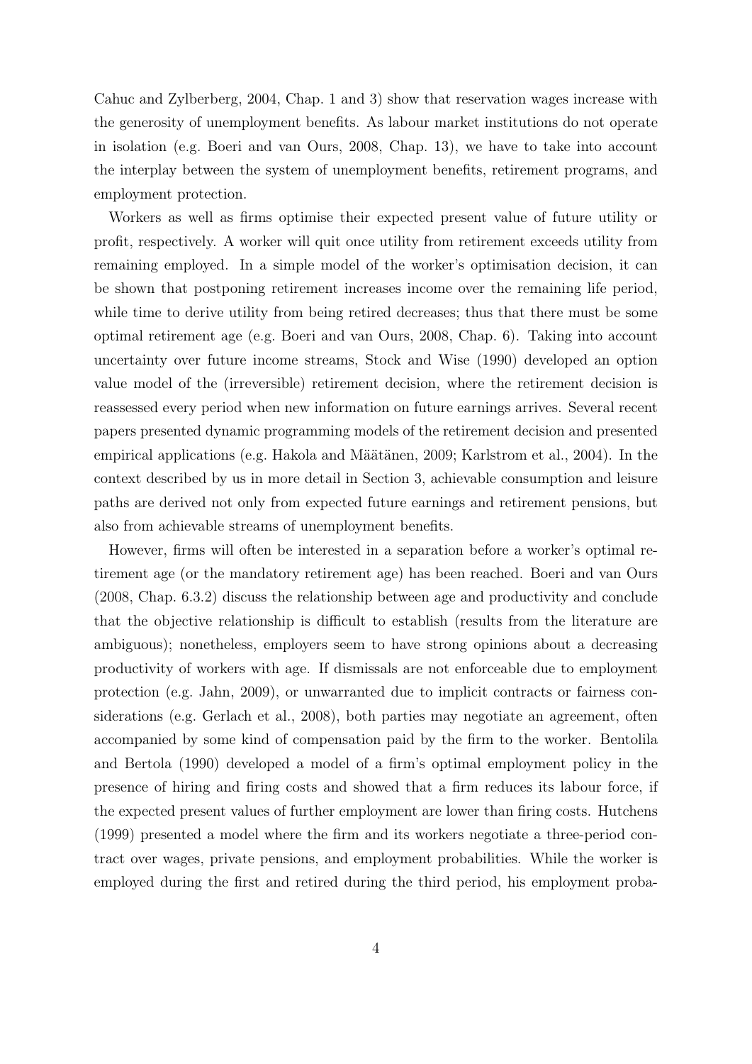Cahuc and Zylberberg, 2004, Chap. 1 and 3) show that reservation wages increase with the generosity of unemployment benefits. As labour market institutions do not operate in isolation (e.g. Boeri and van Ours, 2008, Chap. 13), we have to take into account the interplay between the system of unemployment benefits, retirement programs, and employment protection.

Workers as well as firms optimise their expected present value of future utility or profit, respectively. A worker will quit once utility from retirement exceeds utility from remaining employed. In a simple model of the worker's optimisation decision, it can be shown that postponing retirement increases income over the remaining life period, while time to derive utility from being retired decreases; thus that there must be some optimal retirement age (e.g. Boeri and van Ours, 2008, Chap. 6). Taking into account uncertainty over future income streams, Stock and Wise (1990) developed an option value model of the (irreversible) retirement decision, where the retirement decision is reassessed every period when new information on future earnings arrives. Several recent papers presented dynamic programming models of the retirement decision and presented empirical applications (e.g. Hakola and Määtänen, 2009; Karlstrom et al., 2004). In the context described by us in more detail in Section 3, achievable consumption and leisure paths are derived not only from expected future earnings and retirement pensions, but also from achievable streams of unemployment benefits.

However, firms will often be interested in a separation before a worker's optimal retirement age (or the mandatory retirement age) has been reached. Boeri and van Ours (2008, Chap. 6.3.2) discuss the relationship between age and productivity and conclude that the objective relationship is difficult to establish (results from the literature are ambiguous); nonetheless, employers seem to have strong opinions about a decreasing productivity of workers with age. If dismissals are not enforceable due to employment protection (e.g. Jahn, 2009), or unwarranted due to implicit contracts or fairness considerations (e.g. Gerlach et al., 2008), both parties may negotiate an agreement, often accompanied by some kind of compensation paid by the firm to the worker. Bentolila and Bertola (1990) developed a model of a firm's optimal employment policy in the presence of hiring and firing costs and showed that a firm reduces its labour force, if the expected present values of further employment are lower than firing costs. Hutchens (1999) presented a model where the firm and its workers negotiate a three-period contract over wages, private pensions, and employment probabilities. While the worker is employed during the first and retired during the third period, his employment proba-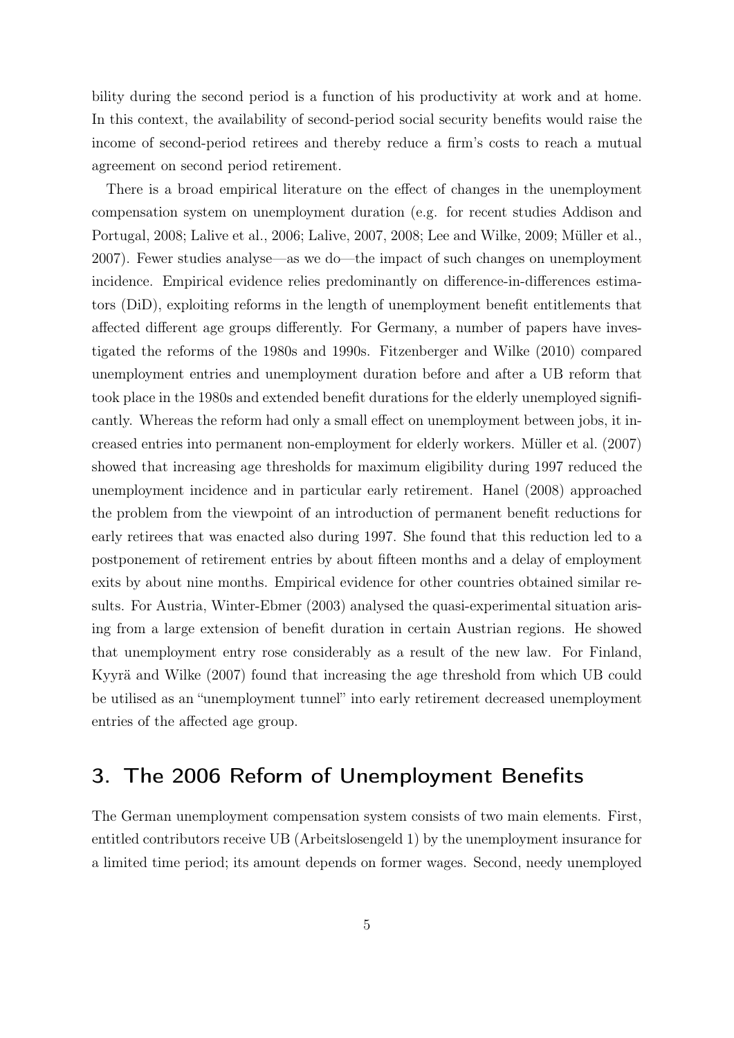bility during the second period is a function of his productivity at work and at home. In this context, the availability of second-period social security benefits would raise the income of second-period retirees and thereby reduce a firm's costs to reach a mutual agreement on second period retirement.

There is a broad empirical literature on the effect of changes in the unemployment compensation system on unemployment duration (e.g. for recent studies Addison and Portugal, 2008; Lalive et al., 2006; Lalive, 2007, 2008; Lee and Wilke, 2009; Müller et al., 2007). Fewer studies analyse—as we do—the impact of such changes on unemployment incidence. Empirical evidence relies predominantly on difference-in-differences estimators (DiD), exploiting reforms in the length of unemployment benefit entitlements that affected different age groups differently. For Germany, a number of papers have investigated the reforms of the 1980s and 1990s. Fitzenberger and Wilke (2010) compared unemployment entries and unemployment duration before and after a UB reform that took place in the 1980s and extended benefit durations for the elderly unemployed significantly. Whereas the reform had only a small effect on unemployment between jobs, it increased entries into permanent non-employment for elderly workers. Müller et al. (2007) showed that increasing age thresholds for maximum eligibility during 1997 reduced the unemployment incidence and in particular early retirement. Hanel (2008) approached the problem from the viewpoint of an introduction of permanent benefit reductions for early retirees that was enacted also during 1997. She found that this reduction led to a postponement of retirement entries by about fifteen months and a delay of employment exits by about nine months. Empirical evidence for other countries obtained similar results. For Austria, Winter-Ebmer (2003) analysed the quasi-experimental situation arising from a large extension of benefit duration in certain Austrian regions. He showed that unemployment entry rose considerably as a result of the new law. For Finland, Kyyrä and Wilke (2007) found that increasing the age threshold from which UB could be utilised as an "unemployment tunnel" into early retirement decreased unemployment entries of the affected age group.

# 3. The 2006 Reform of Unemployment Benefits

The German unemployment compensation system consists of two main elements. First, entitled contributors receive UB (Arbeitslosengeld 1) by the unemployment insurance for a limited time period; its amount depends on former wages. Second, needy unemployed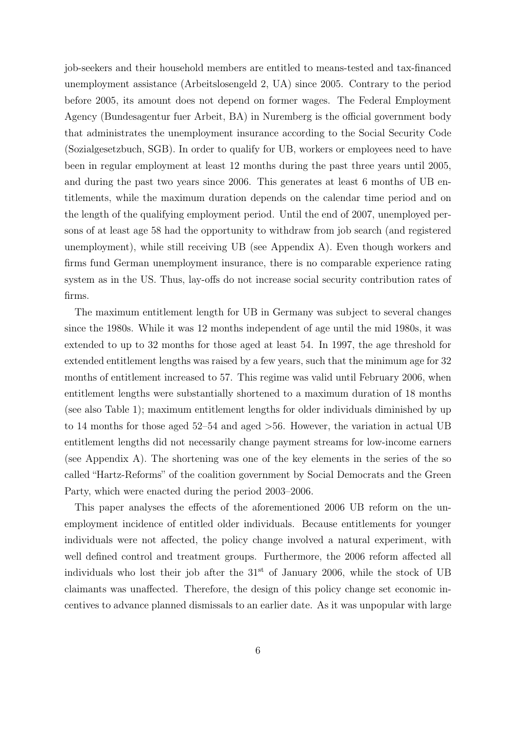job-seekers and their household members are entitled to means-tested and tax-financed unemployment assistance (Arbeitslosengeld 2, UA) since 2005. Contrary to the period before 2005, its amount does not depend on former wages. The Federal Employment Agency (Bundesagentur fuer Arbeit, BA) in Nuremberg is the official government body that administrates the unemployment insurance according to the Social Security Code (Sozialgesetzbuch, SGB). In order to qualify for UB, workers or employees need to have been in regular employment at least 12 months during the past three years until 2005, and during the past two years since 2006. This generates at least 6 months of UB entitlements, while the maximum duration depends on the calendar time period and on the length of the qualifying employment period. Until the end of 2007, unemployed persons of at least age 58 had the opportunity to withdraw from job search (and registered unemployment), while still receiving UB (see Appendix A). Even though workers and firms fund German unemployment insurance, there is no comparable experience rating system as in the US. Thus, lay-offs do not increase social security contribution rates of firms.

The maximum entitlement length for UB in Germany was subject to several changes since the 1980s. While it was 12 months independent of age until the mid 1980s, it was extended to up to 32 months for those aged at least 54. In 1997, the age threshold for extended entitlement lengths was raised by a few years, such that the minimum age for 32 months of entitlement increased to 57. This regime was valid until February 2006, when entitlement lengths were substantially shortened to a maximum duration of 18 months (see also Table 1); maximum entitlement lengths for older individuals diminished by up to 14 months for those aged 52–54 and aged >56. However, the variation in actual UB entitlement lengths did not necessarily change payment streams for low-income earners (see Appendix A). The shortening was one of the key elements in the series of the so called "Hartz-Reforms" of the coalition government by Social Democrats and the Green Party, which were enacted during the period 2003–2006.

This paper analyses the effects of the aforementioned 2006 UB reform on the unemployment incidence of entitled older individuals. Because entitlements for younger individuals were not affected, the policy change involved a natural experiment, with well defined control and treatment groups. Furthermore, the 2006 reform affected all individuals who lost their job after the 31st of January 2006, while the stock of UB claimants was unaffected. Therefore, the design of this policy change set economic incentives to advance planned dismissals to an earlier date. As it was unpopular with large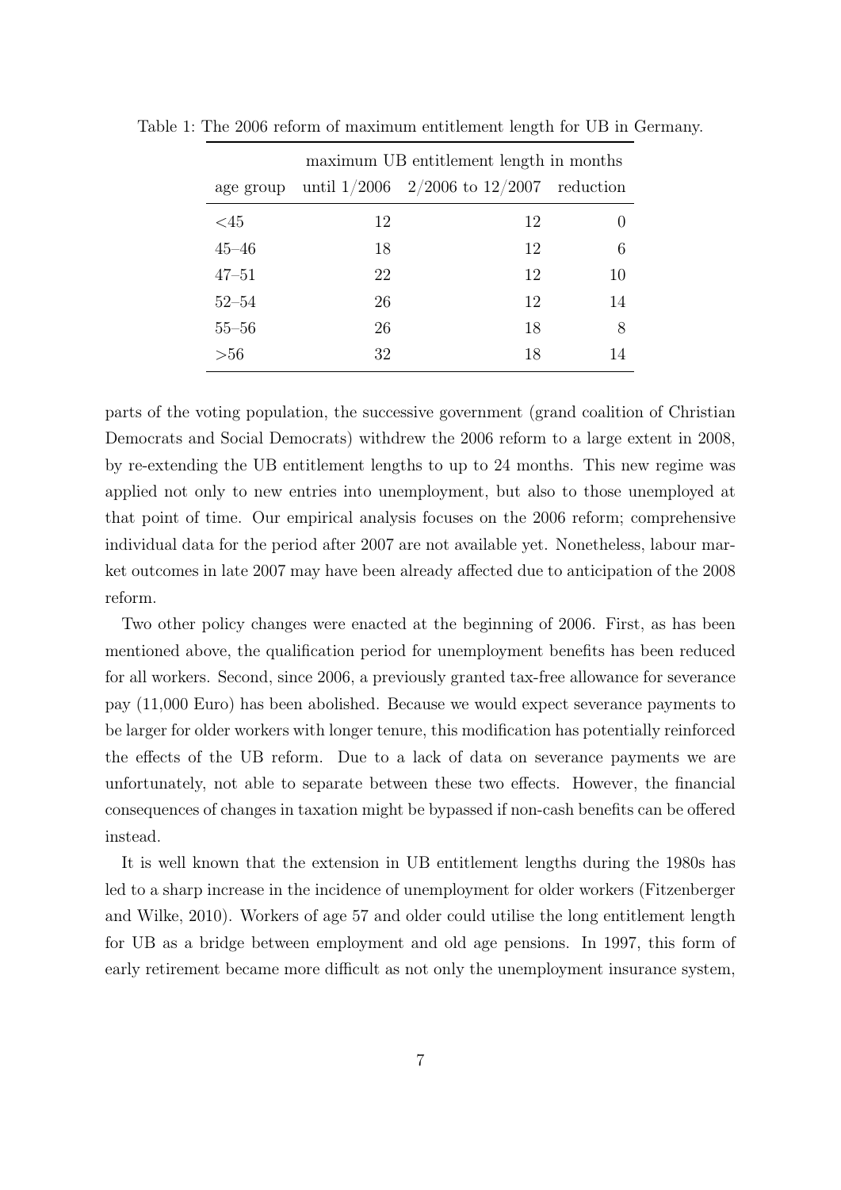Table 1: The 2006 reform of maximum entitlement length for UB in Germany.

| | maximum UB entitlement length in months | | |
|---|---|---|---|
| age group | until 1/2006 | 2/2006 to 12/2007 | reduction |
| <45 | 12 | 12 | 0 |
| 45–46 | 18 | 12 | 6 |
| 47–51 | 22 | 12 | 10 |
| 52–54 | 26 | 12 | 14 |
| 55–56 | 26 | 18 | 8 |
| >56 | 32 | 18 | 14 |

parts of the voting population, the successive government (grand coalition of Christian Democrats and Social Democrats) withdrew the 2006 reform to a large extent in 2008, by re-extending the UB entitlement lengths to up to 24 months. This new regime was applied not only to new entries into unemployment, but also to those unemployed at that point of time. Our empirical analysis focuses on the 2006 reform; comprehensive individual data for the period after 2007 are not available yet. Nonetheless, labour market outcomes in late 2007 may have been already affected due to anticipation of the 2008 reform.

Two other policy changes were enacted at the beginning of 2006. First, as has been mentioned above, the qualification period for unemployment benefits has been reduced for all workers. Second, since 2006, a previously granted tax-free allowance for severance pay (11,000 Euro) has been abolished. Because we would expect severance payments to be larger for older workers with longer tenure, this modification has potentially reinforced the effects of the UB reform. Due to a lack of data on severance payments we are unfortunately, not able to separate between these two effects. However, the financial consequences of changes in taxation might be bypassed if non-cash benefits can be offered instead.

It is well known that the extension in UB entitlement lengths during the 1980s has led to a sharp increase in the incidence of unemployment for older workers (Fitzenberger and Wilke, 2010). Workers of age 57 and older could utilise the long entitlement length for UB as a bridge between employment and old age pensions. In 1997, this form of early retirement became more difficult as not only the unemployment insurance system,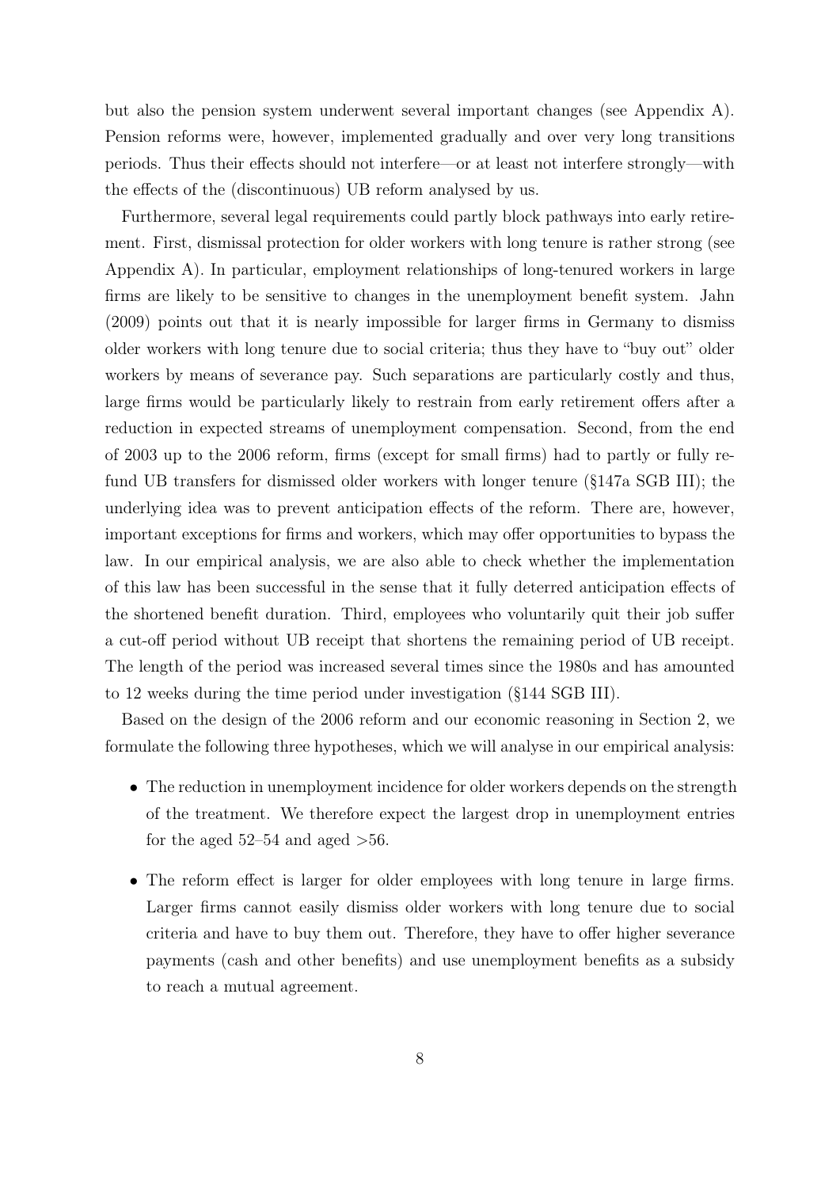but also the pension system underwent several important changes (see Appendix A). Pension reforms were, however, implemented gradually and over very long transitions periods. Thus their effects should not interfere—or at least not interfere strongly—with the effects of the (discontinuous) UB reform analysed by us.

Furthermore, several legal requirements could partly block pathways into early retirement. First, dismissal protection for older workers with long tenure is rather strong (see Appendix A). In particular, employment relationships of long-tenured workers in large firms are likely to be sensitive to changes in the unemployment benefit system. Jahn (2009) points out that it is nearly impossible for larger firms in Germany to dismiss older workers with long tenure due to social criteria; thus they have to "buy out" older workers by means of severance pay. Such separations are particularly costly and thus, large firms would be particularly likely to restrain from early retirement offers after a reduction in expected streams of unemployment compensation. Second, from the end of 2003 up to the 2006 reform, firms (except for small firms) had to partly or fully refund UB transfers for dismissed older workers with longer tenure (§147a SGB III); the underlying idea was to prevent anticipation effects of the reform. There are, however, important exceptions for firms and workers, which may offer opportunities to bypass the law. In our empirical analysis, we are also able to check whether the implementation of this law has been successful in the sense that it fully deterred anticipation effects of the shortened benefit duration. Third, employees who voluntarily quit their job suffer a cut-off period without UB receipt that shortens the remaining period of UB receipt. The length of the period was increased several times since the 1980s and has amounted to 12 weeks during the time period under investigation (§144 SGB III).

Based on the design of the 2006 reform and our economic reasoning in Section 2, we formulate the following three hypotheses, which we will analyse in our empirical analysis:

- The reduction in unemployment incidence for older workers depends on the strength of the treatment. We therefore expect the largest drop in unemployment entries for the aged 52–54 and aged >56.
- The reform effect is larger for older employees with long tenure in large firms. Larger firms cannot easily dismiss older workers with long tenure due to social criteria and have to buy them out. Therefore, they have to offer higher severance payments (cash and other benefits) and use unemployment benefits as a subsidy to reach a mutual agreement.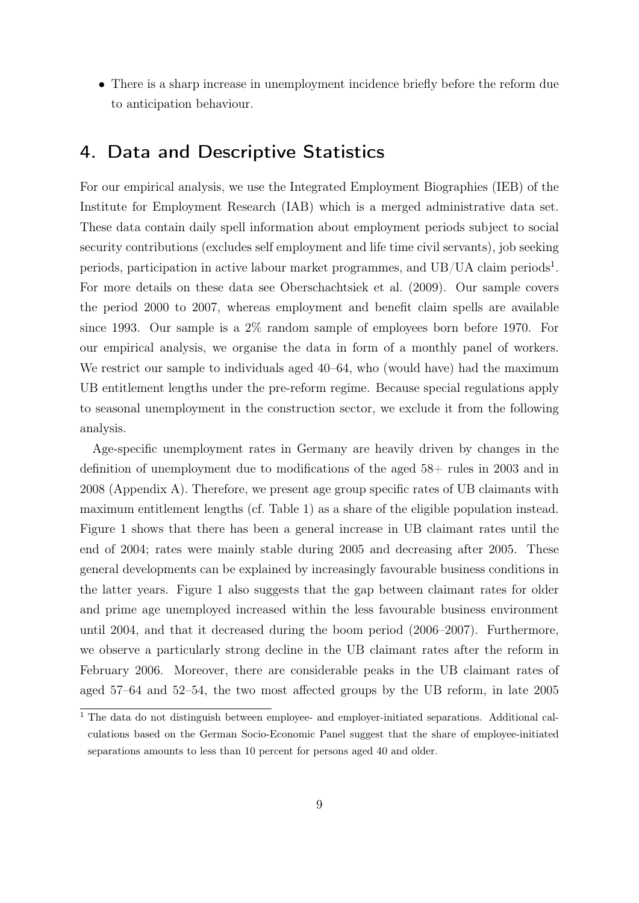- There is a sharp increase in unemployment incidence briefly before the reform due to anticipation behaviour.

## 4. Data and Descriptive Statistics

For our empirical analysis, we use the Integrated Employment Biographies (IEB) of the Institute for Employment Research (IAB) which is a merged administrative data set. These data contain daily spell information about employment periods subject to social security contributions (excludes self employment and life time civil servants), job seeking periods, participation in active labour market programmes, and UB/UA claim periods[1]. For more details on these data see Oberschachtsiek et al. (2009). Our sample covers the period 2000 to 2007, whereas employment and benefit claim spells are available since 1993. Our sample is a 2% random sample of employees born before 1970. For our empirical analysis, we organise the data in form of a monthly panel of workers. We restrict our sample to individuals aged 40–64, who (would have) had the maximum UB entitlement lengths under the pre-reform regime. Because special regulations apply to seasonal unemployment in the construction sector, we exclude it from the following analysis.

Age-specific unemployment rates in Germany are heavily driven by changes in the definition of unemployment due to modifications of the aged 58+ rules in 2003 and in 2008 (Appendix A). Therefore, we present age group specific rates of UB claimants with maximum entitlement lengths (cf. Table 1) as a share of the eligible population instead. Figure 1 shows that there has been a general increase in UB claimant rates until the end of 2004; rates were mainly stable during 2005 and decreasing after 2005. These general developments can be explained by increasingly favourable business conditions in the latter years. Figure 1 also suggests that the gap between claimant rates for older and prime age unemployed increased within the less favourable business environment until 2004, and that it decreased during the boom period (2006–2007). Furthermore, we observe a particularly strong decline in the UB claimant rates after the reform in February 2006. Moreover, there are considerable peaks in the UB claimant rates of aged 57–64 and 52–54, the two most affected groups by the UB reform, in late 2005

[1] The data do not distinguish between employee- and employer-initiated separations. Additional calculations based on the German Socio-Economic Panel suggest that the share of employee-initiated separations amounts to less than 10 percent for persons aged 40 and older.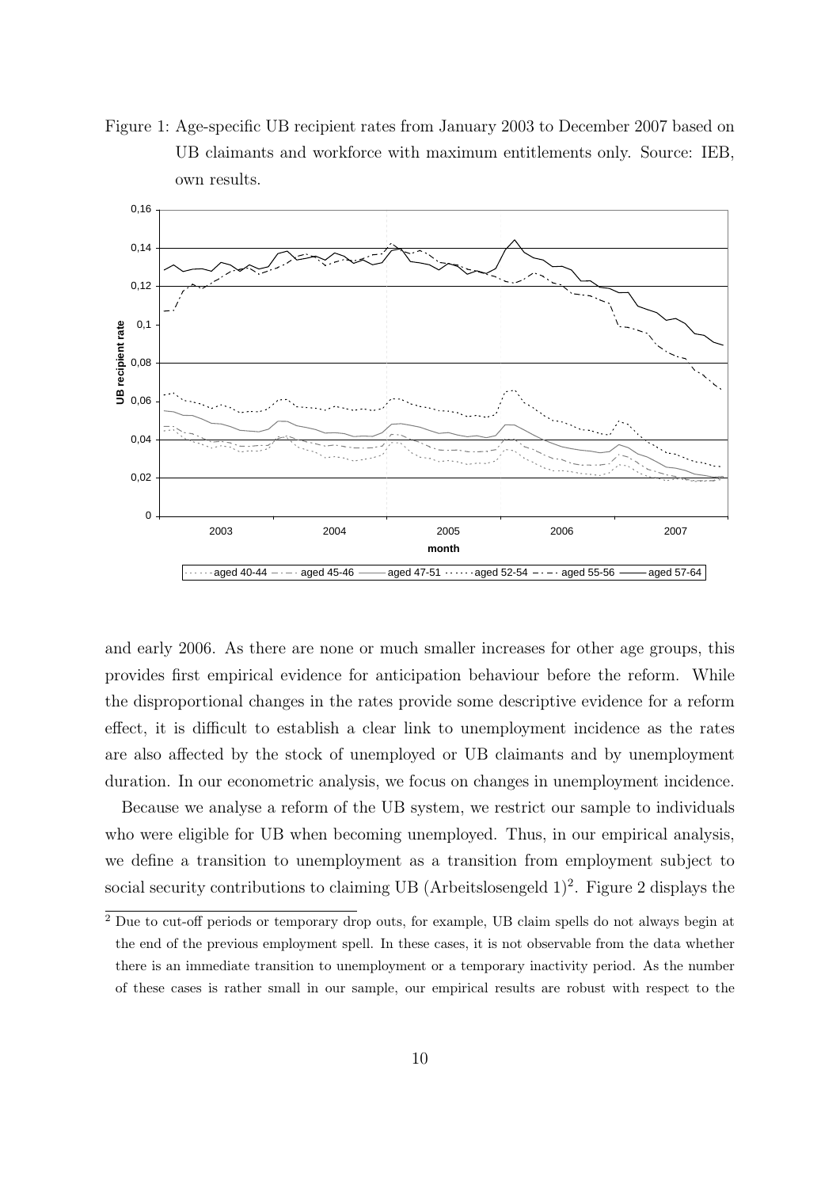Figure 1: Age-specific UB recipient rates from January 2003 to December 2007 based on UB claimants and workforce with maximum entitlements only. Source: IEB, own results.

and early 2006. As there are none or much smaller increases for other age groups, this provides first empirical evidence for anticipation behaviour before the reform. While the disproportional changes in the rates provide some descriptive evidence for a reform effect, it is difficult to establish a clear link to unemployment incidence as the rates are also affected by the stock of unemployed or UB claimants and by unemployment duration. In our econometric analysis, we focus on changes in unemployment incidence.

Because we analyse a reform of the UB system, we restrict our sample to individuals who were eligible for UB when becoming unemployed. Thus, in our empirical analysis, we define a transition to unemployment as a transition from employment subject to social security contributions to claiming UB (Arbeitslosengeld 1)[2]. Figure 2 displays the

[2] Due to cut-off periods or temporary drop outs, for example, UB claim spells do not always begin at the end of the previous employment spell. In these cases, it is not observable from the data whether there is an immediate transition to unemployment or a temporary inactivity period. As the number of these cases is rather small in our sample, our empirical results are robust with respect to the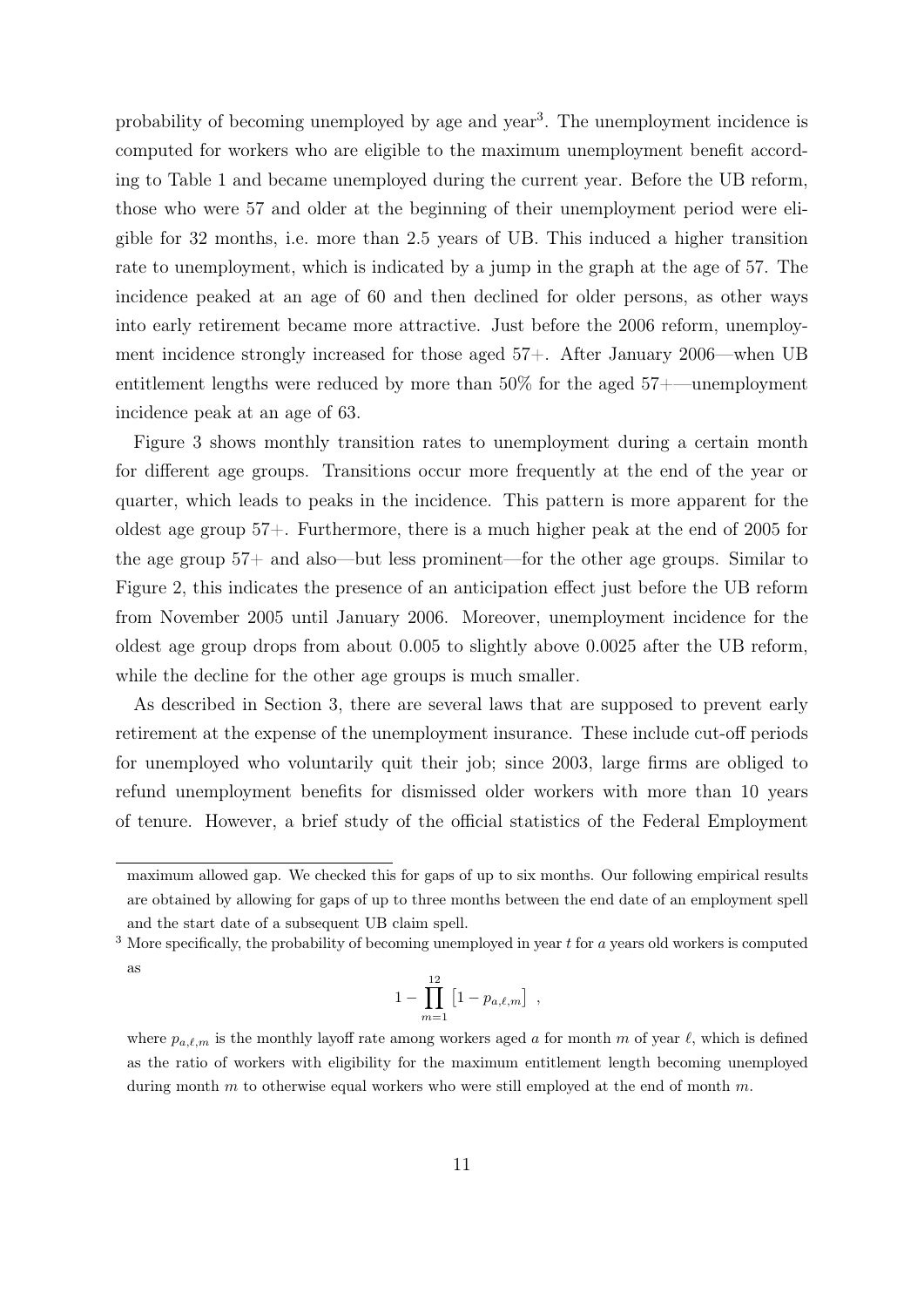probability of becoming unemployed by age and year[3]. The unemployment incidence is computed for workers who are eligible to the maximum unemployment benefit according to Table 1 and became unemployed during the current year. Before the UB reform, those who were 57 and older at the beginning of their unemployment period were eligible for 32 months, i.e. more than 2.5 years of UB. This induced a higher transition rate to unemployment, which is indicated by a jump in the graph at the age of 57. The incidence peaked at an age of 60 and then declined for older persons, as other ways into early retirement became more attractive. Just before the 2006 reform, unemployment incidence strongly increased for those aged 57+. After January 2006—when UB entitlement lengths were reduced by more than 50% for the aged 57+—unemployment incidence peak at an age of 63.

Figure 3 shows monthly transition rates to unemployment during a certain month for different age groups. Transitions occur more frequently at the end of the year or quarter, which leads to peaks in the incidence. This pattern is more apparent for the oldest age group 57+. Furthermore, there is a much higher peak at the end of 2005 for the age group 57+ and also—but less prominent—for the other age groups. Similar to Figure 2, this indicates the presence of an anticipation effect just before the UB reform from November 2005 until January 2006. Moreover, unemployment incidence for the oldest age group drops from about 0.005 to slightly above 0.0025 after the UB reform, while the decline for the other age groups is much smaller.

As described in Section 3, there are several laws that are supposed to prevent early retirement at the expense of the unemployment insurance. These include cut-off periods for unemployed who voluntarily quit their job; since 2003, large firms are obliged to refund unemployment benefits for dismissed older workers with more than 10 years of tenure. However, a brief study of the official statistics of the Federal Employment

---

maximum allowed gap. We checked this for gaps of up to six months. Our following empirical results are obtained by allowing for gaps of up to three months between the end date of an employment spell and the start date of a subsequent UB claim spell.

[3] More specifically, the probability of becoming unemployed in year $t$ for $a$ years old workers is computed as

$$1 - \prod_{m=1}^{12} \left[1 - p_{a,\ell,m}\right] ,$$

where $p_{a,\ell,m}$ is the monthly layoff rate among workers aged $a$ for month $m$ of year $\ell$, which is defined as the ratio of workers with eligibility for the maximum entitlement length becoming unemployed during month $m$ to otherwise equal workers who were still employed at the end of month $m$.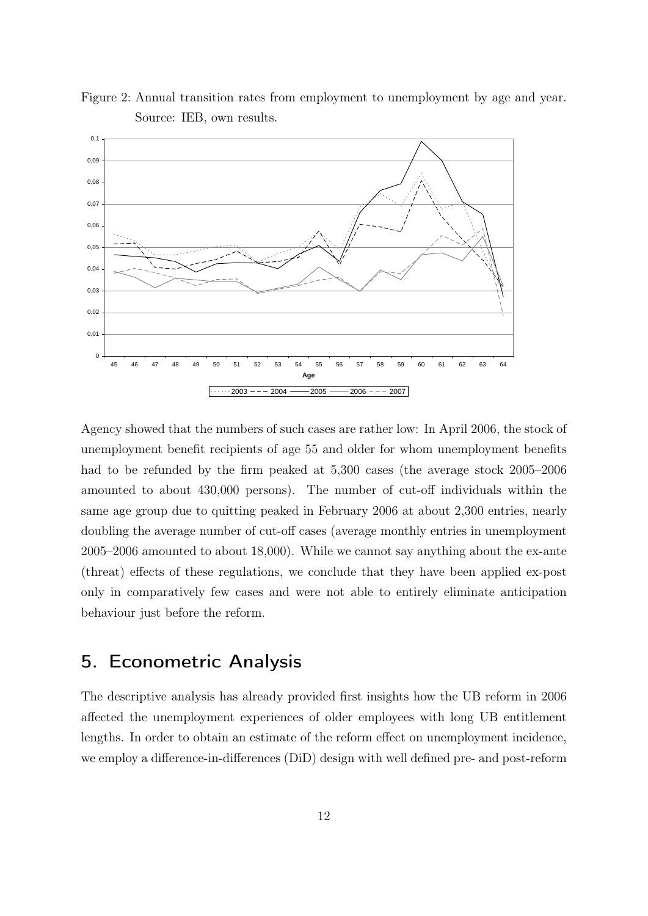Figure 2: Annual transition rates from employment to unemployment by age and year. Source: IEB, own results.

Agency showed that the numbers of such cases are rather low: In April 2006, the stock of unemployment benefit recipients of age 55 and older for whom unemployment benefits had to be refunded by the firm peaked at 5,300 cases (the average stock 2005–2006 amounted to about 430,000 persons). The number of cut-off individuals within the same age group due to quitting peaked in February 2006 at about 2,300 entries, nearly doubling the average number of cut-off cases (average monthly entries in unemployment 2005–2006 amounted to about 18,000). While we cannot say anything about the ex-ante (threat) effects of these regulations, we conclude that they have been applied ex-post only in comparatively few cases and were not able to entirely eliminate anticipation behaviour just before the reform.

## 5. Econometric Analysis

The descriptive analysis has already provided first insights how the UB reform in 2006 affected the unemployment experiences of older employees with long UB entitlement lengths. In order to obtain an estimate of the reform effect on unemployment incidence, we employ a difference-in-differences (DiD) design with well defined pre- and post-reform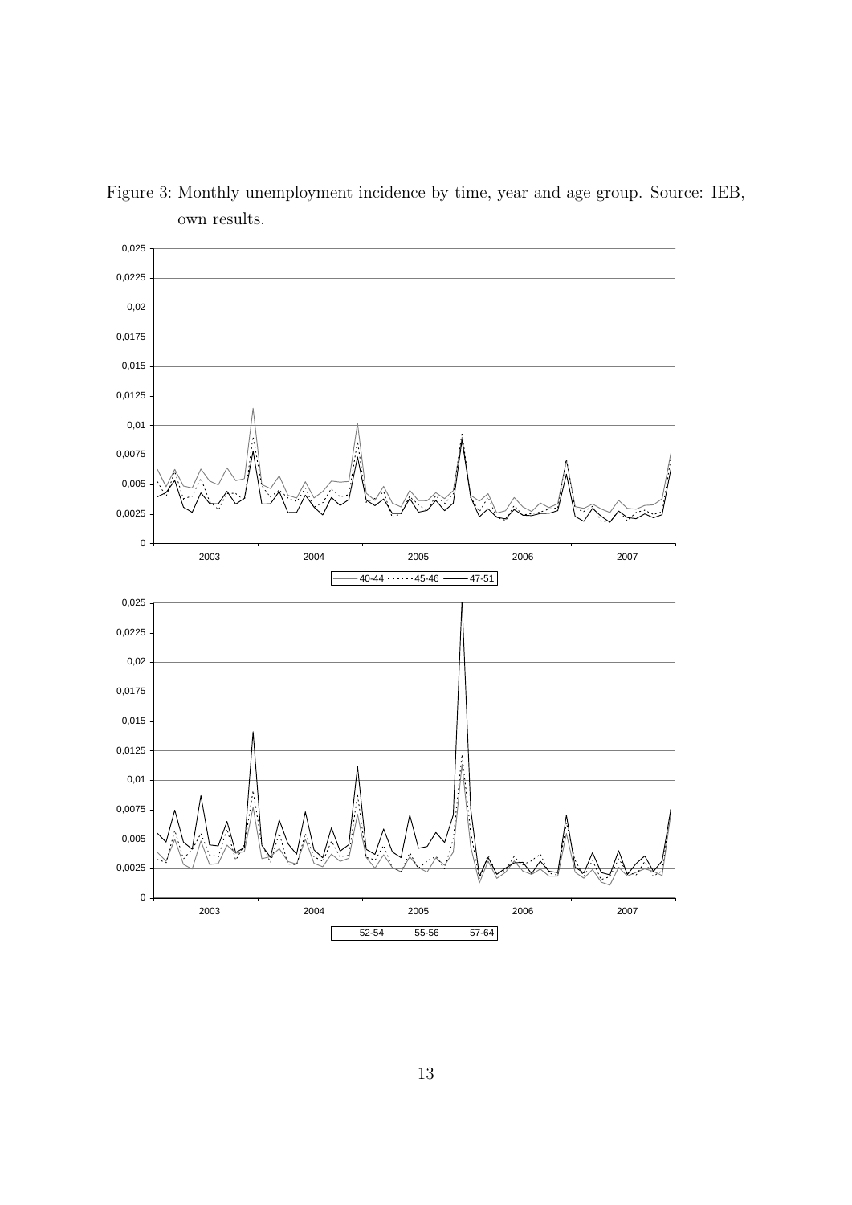Figure 3: Monthly unemployment incidence by time, year and age group. Source: IEB, own results.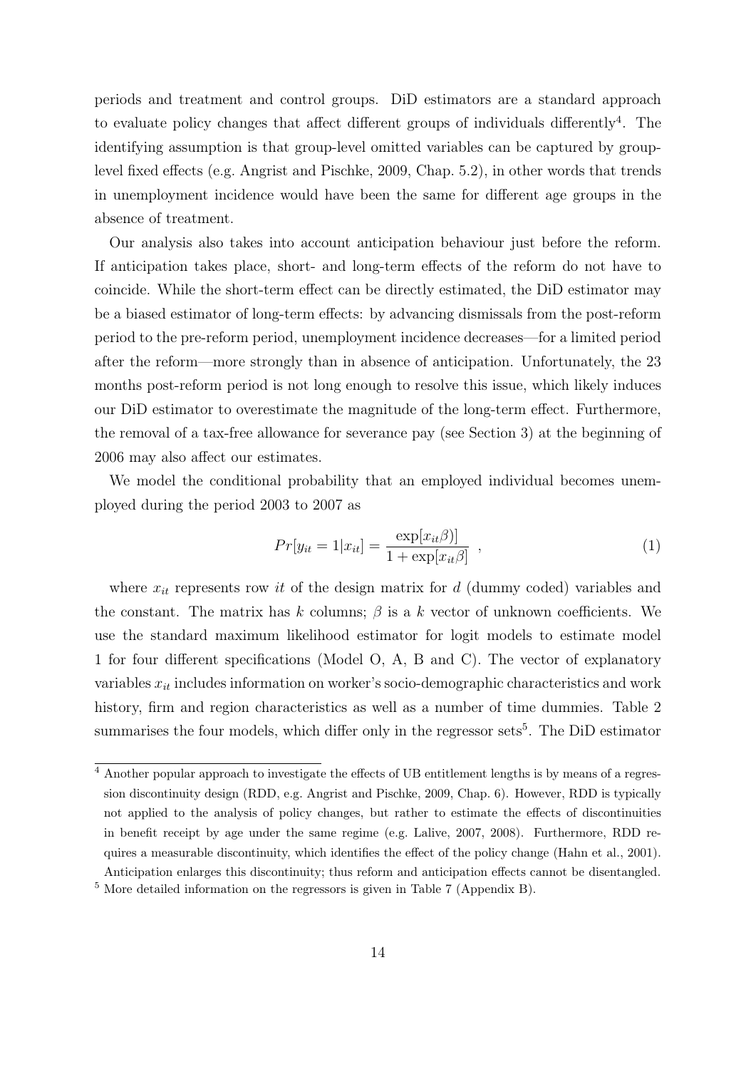periods and treatment and control groups. DiD estimators are a standard approach to evaluate policy changes that affect different groups of individuals differently[4]. The identifying assumption is that group-level omitted variables can be captured by group-level fixed effects (e.g. Angrist and Pischke, 2009, Chap. 5.2), in other words that trends in unemployment incidence would have been the same for different age groups in the absence of treatment.

Our analysis also takes into account anticipation behaviour just before the reform. If anticipation takes place, short- and long-term effects of the reform do not have to coincide. While the short-term effect can be directly estimated, the DiD estimator may be a biased estimator of long-term effects: by advancing dismissals from the post-reform period to the pre-reform period, unemployment incidence decreases—for a limited period after the reform—more strongly than in absence of anticipation. Unfortunately, the 23 months post-reform period is not long enough to resolve this issue, which likely induces our DiD estimator to overestimate the magnitude of the long-term effect. Furthermore, the removal of a tax-free allowance for severance pay (see Section 3) at the beginning of 2006 may also affect our estimates.

We model the conditional probability that an employed individual becomes unemployed during the period 2003 to 2007 as

$$Pr[y_{it} = 1|x_{it}] = \frac{\exp[x_{it}\beta)]}{1 + \exp[x_{it}\beta]} \quad , \tag{1}$$

where $x_{it}$ represents row $it$ of the design matrix for $d$ (dummy coded) variables and the constant. The matrix has $k$ columns; $\beta$ is a $k$ vector of unknown coefficients. We use the standard maximum likelihood estimator for logit models to estimate model 1 for four different specifications (Model O, A, B and C). The vector of explanatory variables $x_{it}$ includes information on worker's socio-demographic characteristics and work history, firm and region characteristics as well as a number of time dummies. Table 2 summarises the four models, which differ only in the regressor sets[5]. The DiD estimator

[4] Another popular approach to investigate the effects of UB entitlement lengths is by means of a regression discontinuity design (RDD, e.g. Angrist and Pischke, 2009, Chap. 6). However, RDD is typically not applied to the analysis of policy changes, but rather to estimate the effects of discontinuities in benefit receipt by age under the same regime (e.g. Lalive, 2007, 2008). Furthermore, RDD requires a measurable discontinuity, which identifies the effect of the policy change (Hahn et al., 2001). Anticipation enlarges this discontinuity; thus reform and anticipation effects cannot be disentangled.

[5] More detailed information on the regressors is given in Table 7 (Appendix B).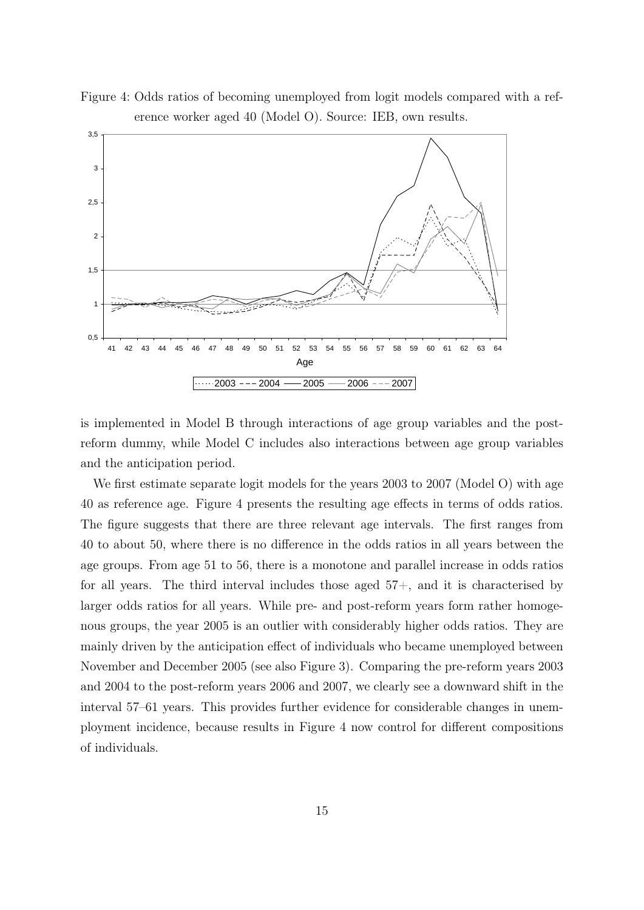Figure 4: Odds ratios of becoming unemployed from logit models compared with a reference worker aged 40 (Model O). Source: IEB, own results.

is implemented in Model B through interactions of age group variables and the post-reform dummy, while Model C includes also interactions between age group variables and the anticipation period.

We first estimate separate logit models for the years 2003 to 2007 (Model O) with age 40 as reference age. Figure 4 presents the resulting age effects in terms of odds ratios. The figure suggests that there are three relevant age intervals. The first ranges from 40 to about 50, where there is no difference in the odds ratios in all years between the age groups. From age 51 to 56, there is a monotone and parallel increase in odds ratios for all years. The third interval includes those aged 57+, and it is characterised by larger odds ratios for all years. While pre- and post-reform years form rather homogenous groups, the year 2005 is an outlier with considerably higher odds ratios. They are mainly driven by the anticipation effect of individuals who became unemployed between November and December 2005 (see also Figure 3). Comparing the pre-reform years 2003 and 2004 to the post-reform years 2006 and 2007, we clearly see a downward shift in the interval 57–61 years. This provides further evidence for considerable changes in unemployment incidence, because results in Figure 4 now control for different compositions of individuals.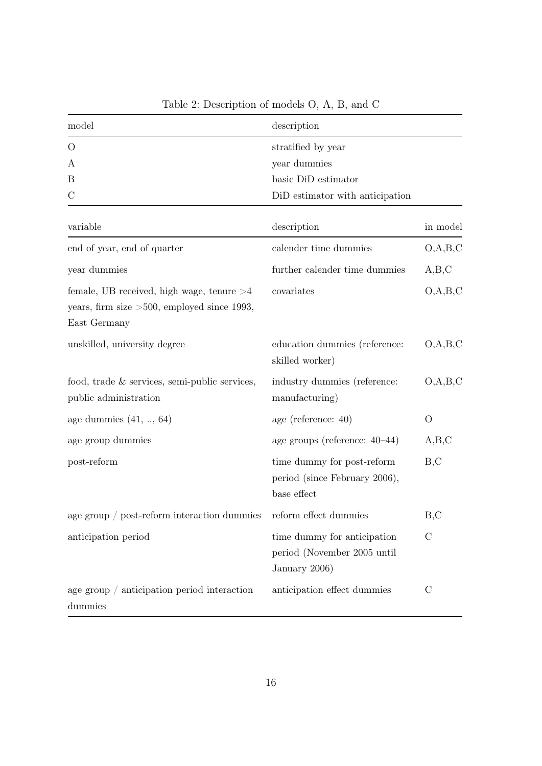Table 2: Description of models O, A, B, and C

| model | description |
|---|---|
| O | stratified by year |
| A | year dummies |
| B | basic DiD estimator |
| C | DiD estimator with anticipation |

| variable | description | in model |
|---|---|---|
| end of year, end of quarter | calender time dummies | O,A,B,C |
| year dummies | further calender time dummies | A,B,C |
| female, UB received, high wage, tenure >4 years, firm size >500, employed since 1993, East Germany | covariates | O,A,B,C |
| unskilled, university degree | education dummies (reference: skilled worker) | O,A,B,C |
| food, trade & services, semi-public services, public administration | industry dummies (reference: manufacturing) | O,A,B,C |
| age dummies (41, .., 64) | age (reference: 40) | O |
| age group dummies | age groups (reference: 40–44) | A,B,C |
| post-reform | time dummy for post-reform period (since February 2006), base effect | B,C |
| age group / post-reform interaction dummies | reform effect dummies | B,C |
| anticipation period | time dummy for anticipation period (November 2005 until January 2006) | C |
| age group / anticipation period interaction dummies | anticipation effect dummies | C |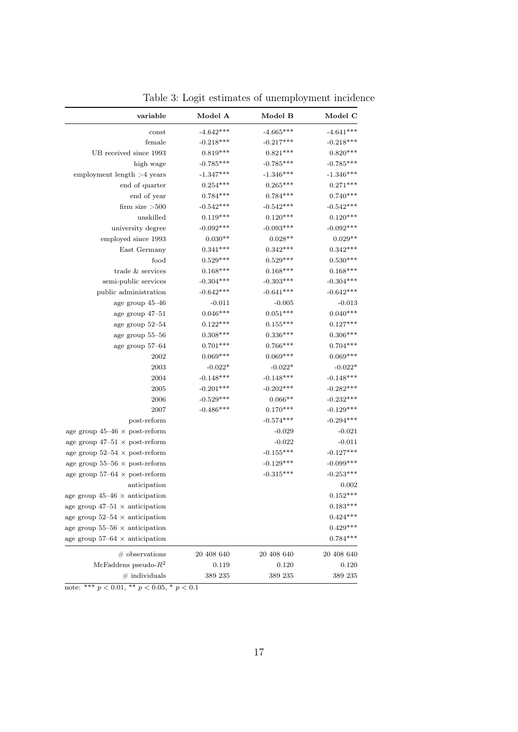Table 3: Logit estimates of unemployment incidence

| variable | Model A | Model B | Model C |
|---|---|---|---|
| const | -4.642*** | -4.665*** | -4.641*** |
| female | -0.218*** | -0.217*** | -0.218*** |
| UB received since 1993 | 0.819*** | 0.821*** | 0.820*** |
| high wage | -0.785*** | -0.785*** | -0.785*** |
| employment length >4 years | -1.347*** | -1.346*** | -1.346*** |
| end of quarter | 0.254*** | 0.265*** | 0.271*** |
| end of year | 0.784*** | 0.784*** | 0.740*** |
| firm size >500 | -0.542*** | -0.542*** | -0.542*** |
| unskilled | 0.119*** | 0.120*** | 0.120*** |
| university degree | -0.092*** | -0.093*** | -0.092*** |
| employed since 1993 | 0.030** | 0.028** | 0.029** |
| East Germany | 0.341*** | 0.342*** | 0.342*** |
| food | 0.529*** | 0.529*** | 0.530*** |
| trade & services | 0.168*** | 0.168*** | 0.168*** |
| semi-public services | -0.304*** | -0.303*** | -0.304*** |
| public administration | -0.642*** | -0.641*** | -0.642*** |
| age group 45–46 | -0.011 | -0.005 | -0.013 |
| age group 47–51 | 0.046*** | 0.051*** | 0.040*** |
| age group 52–54 | 0.122*** | 0.155*** | 0.127*** |
| age group 55–56 | 0.308*** | 0.336*** | 0.306*** |
| age group 57–64 | 0.701*** | 0.766*** | 0.704*** |
| 2002 | 0.069*** | 0.069*** | 0.069*** |
| 2003 | -0.022* | -0.022* | -0.022* |
| 2004 | -0.148*** | -0.148*** | -0.148*** |
| 2005 | -0.201*** | -0.202*** | -0.282*** |
| 2006 | -0.529*** | 0.066** | -0.232*** |
| 2007 | -0.486*** | 0.170*** | -0.129*** |
| post-reform | | -0.574*** | -0.294*** |
| age group 45–46 × post-reform | | -0.029 | -0.021 |
| age group 47–51 × post-reform | | -0.022 | -0.011 |
| age group 52–54 × post-reform | | -0.155*** | -0.127*** |
| age group 55–56 × post-reform | | -0.129*** | -0.099*** |
| age group 57–64 × post-reform | | -0.315*** | -0.253*** |
| anticipation | | | 0.002 |
| age group 45–46 × anticipation | | | 0.152*** |
| age group 47–51 × anticipation | | | 0.183*** |
| age group 52–54 × anticipation | | | 0.424*** |
| age group 55–56 × anticipation | | | 0.429*** |
| age group 57–64 × anticipation | | | 0.784*** |
| # observations | 20 408 640 | 20 408 640 | 20 408 640 |
| McFaddens pseudo-$R^2$ | 0.119 | 0.120 | 0.120 |
| # individuals | 389 235 | 389 235 | 389 235 |

note: *** $p < 0.01$, ** $p < 0.05$, * $p < 0.1$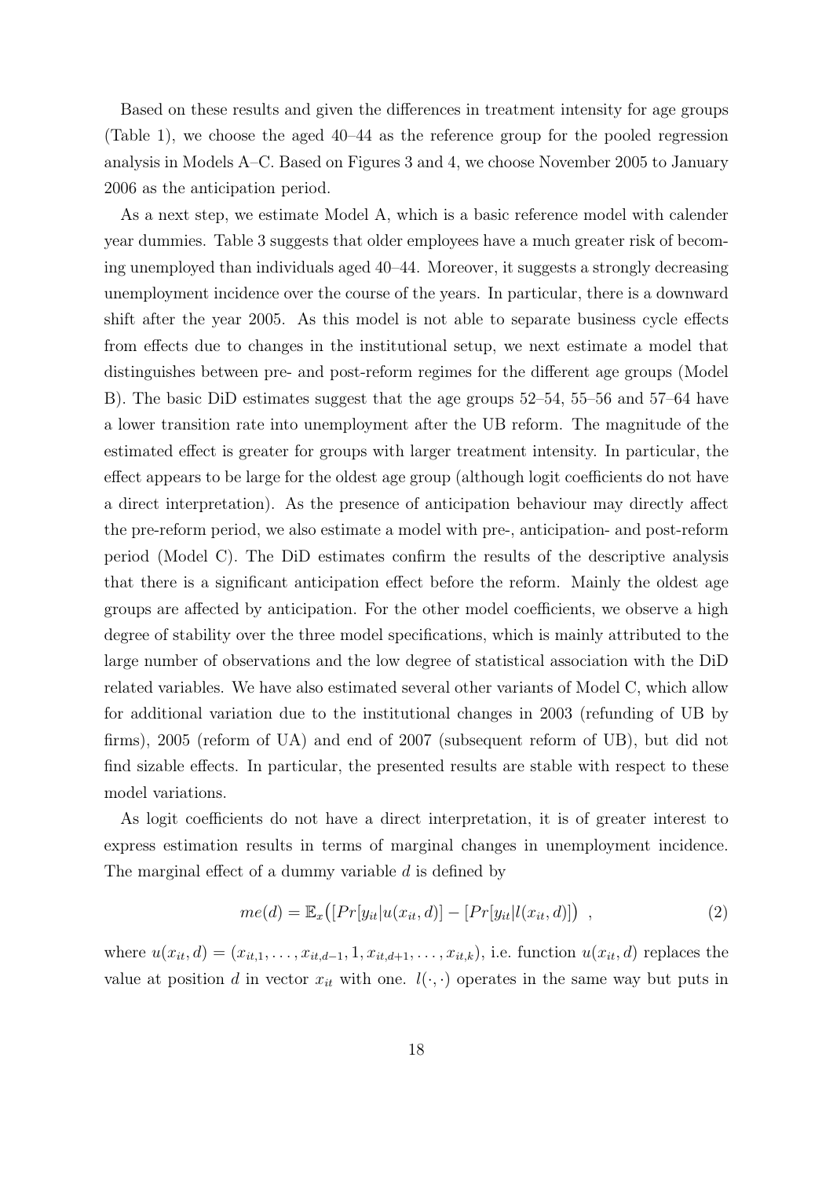Based on these results and given the differences in treatment intensity for age groups (Table 1), we choose the aged 40–44 as the reference group for the pooled regression analysis in Models A–C. Based on Figures 3 and 4, we choose November 2005 to January 2006 as the anticipation period.

As a next step, we estimate Model A, which is a basic reference model with calender year dummies. Table 3 suggests that older employees have a much greater risk of becoming unemployed than individuals aged 40–44. Moreover, it suggests a strongly decreasing unemployment incidence over the course of the years. In particular, there is a downward shift after the year 2005. As this model is not able to separate business cycle effects from effects due to changes in the institutional setup, we next estimate a model that distinguishes between pre- and post-reform regimes for the different age groups (Model B). The basic DiD estimates suggest that the age groups 52–54, 55–56 and 57–64 have a lower transition rate into unemployment after the UB reform. The magnitude of the estimated effect is greater for groups with larger treatment intensity. In particular, the effect appears to be large for the oldest age group (although logit coefficients do not have a direct interpretation). As the presence of anticipation behaviour may directly affect the pre-reform period, we also estimate a model with pre-, anticipation- and post-reform period (Model C). The DiD estimates confirm the results of the descriptive analysis that there is a significant anticipation effect before the reform. Mainly the oldest age groups are affected by anticipation. For the other model coefficients, we observe a high degree of stability over the three model specifications, which is mainly attributed to the large number of observations and the low degree of statistical association with the DiD related variables. We have also estimated several other variants of Model C, which allow for additional variation due to the institutional changes in 2003 (refunding of UB by firms), 2005 (reform of UA) and end of 2007 (subsequent reform of UB), but did not find sizable effects. In particular, the presented results are stable with respect to these model variations.

As logit coefficients do not have a direct interpretation, it is of greater interest to express estimation results in terms of marginal changes in unemployment incidence. The marginal effect of a dummy variable $d$ is defined by

$$me(d) = \mathbb{E}_x\big([Pr[y_{it}|u(x_{it}, d)] - [Pr[y_{it}|l(x_{it}, d)]\big) \ , \tag{2}$$

where $u(x_{it}, d) = (x_{it,1}, \ldots, x_{it,d-1}, 1, x_{it,d+1}, \ldots, x_{it,k})$, i.e. function $u(x_{it}, d)$ replaces the value at position $d$ in vector $x_{it}$ with one. $l(\cdot, \cdot)$ operates in the same way but puts in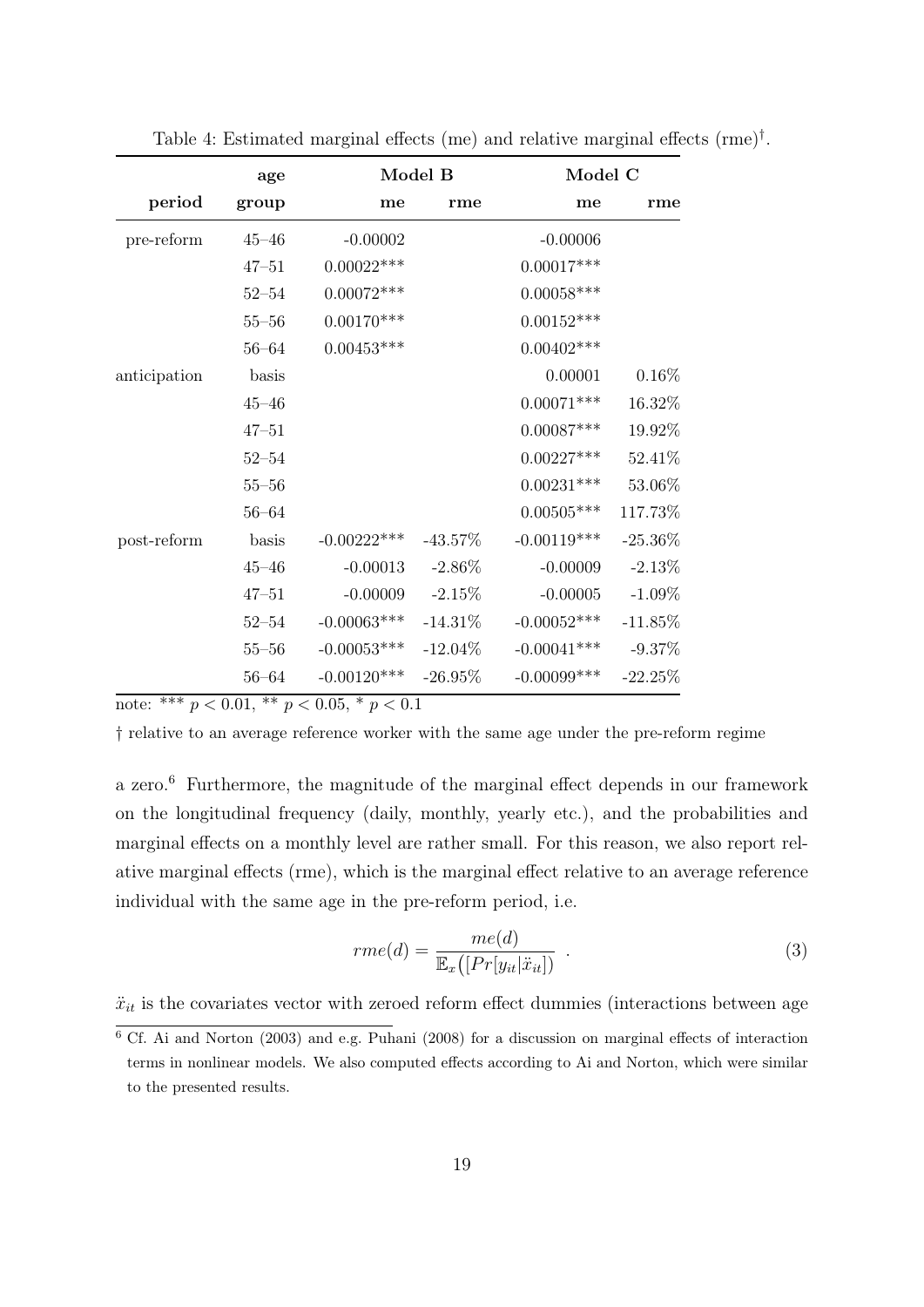Table 4: Estimated marginal effects (me) and relative marginal effects (rme)[†].

| period | age group | Model B me | Model B rme | Model C me | Model C rme |
|---|---|---|---|---|---|
| pre-reform | 45–46 | -0.00002 | | -0.00006 | |
| | 47–51 | 0.00022*** | | 0.00017*** | |
| | 52–54 | 0.00072*** | | 0.00058*** | |
| | 55–56 | 0.00170*** | | 0.00152*** | |
| | 56–64 | 0.00453*** | | 0.00402*** | |
| anticipation | basis | | | 0.00001 | 0.16% |
| | 45–46 | | | 0.00071*** | 16.32% |
| | 47–51 | | | 0.00087*** | 19.92% |
| | 52–54 | | | 0.00227*** | 52.41% |
| | 55–56 | | | 0.00231*** | 53.06% |
| | 56–64 | | | 0.00505*** | 117.73% |
| post-reform | basis | -0.00222*** | -43.57% | -0.00119*** | -25.36% |
| | 45–46 | -0.00013 | -2.86% | -0.00009 | -2.13% |
| | 47–51 | -0.00009 | -2.15% | -0.00005 | -1.09% |
| | 52–54 | -0.00063*** | -14.31% | -0.00052*** | -11.85% |
| | 55–56 | -0.00053*** | -12.04% | -0.00041*** | -9.37% |
| | 56–64 | -0.00120*** | -26.95% | -0.00099*** | -22.25% |

note: *** $p < 0.01$, ** $p < 0.05$, * $p < 0.1$

† relative to an average reference worker with the same age under the pre-reform regime

a zero.[6] Furthermore, the magnitude of the marginal effect depends in our framework on the longitudinal frequency (daily, monthly, yearly etc.), and the probabilities and marginal effects on a monthly level are rather small. For this reason, we also report relative marginal effects (rme), which is the marginal effect relative to an average reference individual with the same age in the pre-reform period, i.e.

$$rme(d) = \frac{me(d)}{\mathbb{E}_x\big([Pr[y_{it}|\ddot{x}_{it}]\big)} \ . \tag{3}$$

$\ddot{x}_{it}$ is the covariates vector with zeroed reform effect dummies (interactions between age

[6] Cf. Ai and Norton (2003) and e.g. Puhani (2008) for a discussion on marginal effects of interaction terms in nonlinear models. We also computed effects according to Ai and Norton, which were similar to the presented results.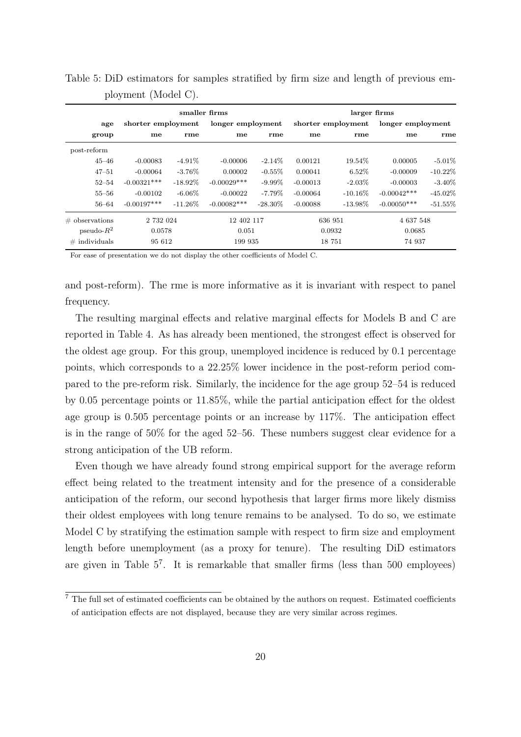Table 5: DiD estimators for samples stratified by firm size and length of previous employment (Model C).

| | smaller firms | | | | larger firms | | | |
|---|---|---|---|---|---|---|---|---|
| **age** | **shorter employment** | | **longer employment** | | **shorter employment** | | **longer employment** | |
| **group** | **me** | **rme** | **me** | **rme** | **me** | **rme** | **me** | **rme** |
| post-reform | | | | | | | | |
| 45–46 | -0.00083 | -4.91% | -0.00006 | -2.14% | 0.00121 | 19.54% | 0.00005 | -5.01% |
| 47–51 | -0.00064 | -3.76% | 0.00002 | -0.55% | 0.00041 | 6.52% | -0.00009 | -10.22% |
| 52–54 | -0.00321*** | -18.92% | -0.00029*** | -9.99% | -0.00013 | -2.03% | -0.00003 | -3.40% |
| 55–56 | -0.00102 | -6.06% | -0.00022 | -7.79% | -0.00064 | -10.16% | -0.00042*** | -45.02% |
| 56–64 | -0.00197*** | -11.26% | -0.00082*** | -28.30% | -0.00088 | -13.98% | -0.00050*** | -51.55% |
| # observations | 2 732 024 | | 12 402 117 | | 636 951 | | 4 637 548 | |
| pseudo-$R^2$ | 0.0578 | | 0.051 | | 0.0932 | | 0.0685 | |
| # individuals | 95 612 | | 199 935 | | 18 751 | | 74 937 | |

For ease of presentation we do not display the other coefficients of Model C.

and post-reform). The rme is more informative as it is invariant with respect to panel frequency.

The resulting marginal effects and relative marginal effects for Models B and C are reported in Table 4. As has already been mentioned, the strongest effect is observed for the oldest age group. For this group, unemployed incidence is reduced by 0.1 percentage points, which corresponds to a 22.25% lower incidence in the post-reform period compared to the pre-reform risk. Similarly, the incidence for the age group 52–54 is reduced by 0.05 percentage points or 11.85%, while the partial anticipation effect for the oldest age group is 0.505 percentage points or an increase by 117%. The anticipation effect is in the range of 50% for the aged 52–56. These numbers suggest clear evidence for a strong anticipation of the UB reform.

Even though we have already found strong empirical support for the average reform effect being related to the treatment intensity and for the presence of a considerable anticipation of the reform, our second hypothesis that larger firms more likely dismiss their oldest employees with long tenure remains to be analysed. To do so, we estimate Model C by stratifying the estimation sample with respect to firm size and employment length before unemployment (as a proxy for tenure). The resulting DiD estimators are given in Table 5[7]. It is remarkable that smaller firms (less than 500 employees)

[7] The full set of estimated coefficients can be obtained by the authors on request. Estimated coefficients of anticipation effects are not displayed, because they are very similar across regimes.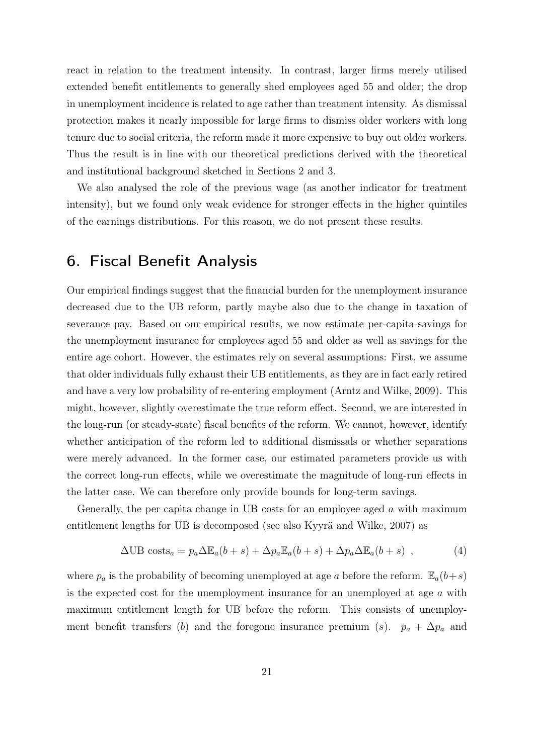react in relation to the treatment intensity. In contrast, larger firms merely utilised extended benefit entitlements to generally shed employees aged 55 and older; the drop in unemployment incidence is related to age rather than treatment intensity. As dismissal protection makes it nearly impossible for large firms to dismiss older workers with long tenure due to social criteria, the reform made it more expensive to buy out older workers. Thus the result is in line with our theoretical predictions derived with the theoretical and institutional background sketched in Sections 2 and 3.

We also analysed the role of the previous wage (as another indicator for treatment intensity), but we found only weak evidence for stronger effects in the higher quintiles of the earnings distributions. For this reason, we do not present these results.

## 6. Fiscal Benefit Analysis

Our empirical findings suggest that the financial burden for the unemployment insurance decreased due to the UB reform, partly maybe also due to the change in taxation of severance pay. Based on our empirical results, we now estimate per-capita-savings for the unemployment insurance for employees aged 55 and older as well as savings for the entire age cohort. However, the estimates rely on several assumptions: First, we assume that older individuals fully exhaust their UB entitlements, as they are in fact early retired and have a very low probability of re-entering employment (Arntz and Wilke, 2009). This might, however, slightly overestimate the true reform effect. Second, we are interested in the long-run (or steady-state) fiscal benefits of the reform. We cannot, however, identify whether anticipation of the reform led to additional dismissals or whether separations were merely advanced. In the former case, our estimated parameters provide us with the correct long-run effects, while we overestimate the magnitude of long-run effects in the latter case. We can therefore only provide bounds for long-term savings.

Generally, the per capita change in UB costs for an employee aged $a$ with maximum entitlement lengths for UB is decomposed (see also Kyyrä and Wilke, 2007) as

$$\Delta \text{UB costs}_a = p_a \Delta \mathbb{E}_a(b+s) + \Delta p_a \mathbb{E}_a(b+s) + \Delta p_a \Delta \mathbb{E}_a(b+s) \ , \tag{4}$$

where $p_a$ is the probability of becoming unemployed at age $a$ before the reform. $\mathbb{E}_a(b+s)$ is the expected cost for the unemployment insurance for an unemployed at age $a$ with maximum entitlement length for UB before the reform. This consists of unemployment benefit transfers ($b$) and the foregone insurance premium ($s$). $p_a + \Delta p_a$ and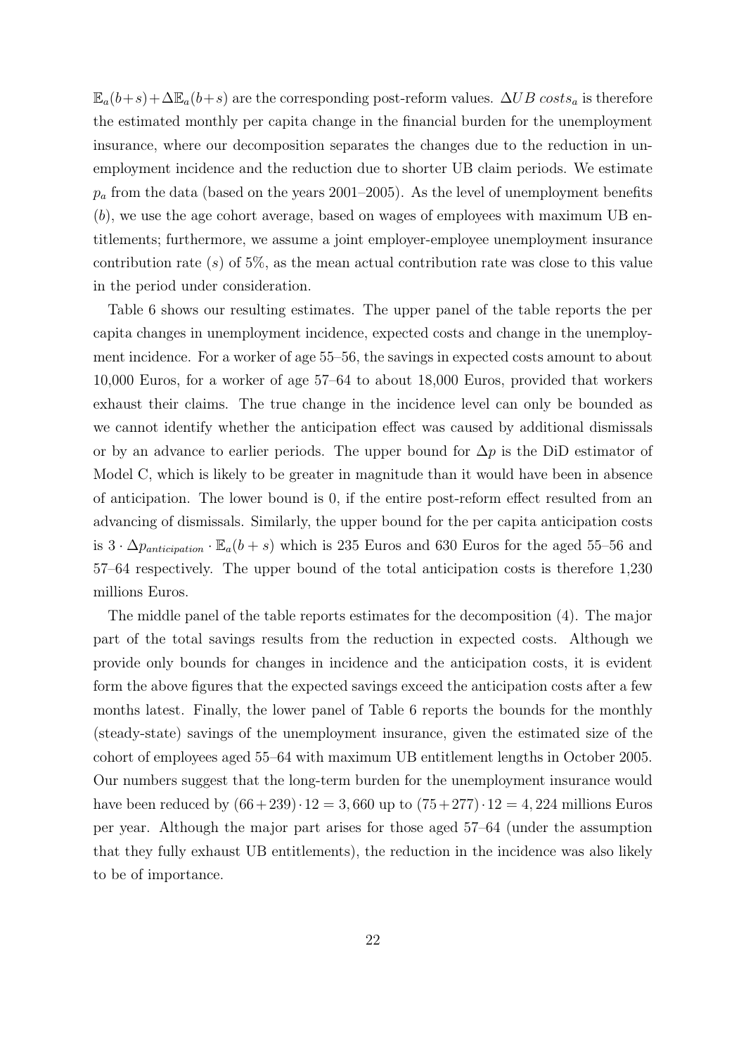$\mathbb{E}_a(b+s) + \Delta\mathbb{E}_a(b+s)$ are the corresponding post-reform values. $\Delta UB\ costs_a$ is therefore the estimated monthly per capita change in the financial burden for the unemployment insurance, where our decomposition separates the changes due to the reduction in unemployment incidence and the reduction due to shorter UB claim periods. We estimate $p_a$ from the data (based on the years 2001–2005). As the level of unemployment benefits ($b$), we use the age cohort average, based on wages of employees with maximum UB entitlements; furthermore, we assume a joint employer-employee unemployment insurance contribution rate ($s$) of 5%, as the mean actual contribution rate was close to this value in the period under consideration.

Table 6 shows our resulting estimates. The upper panel of the table reports the per capita changes in unemployment incidence, expected costs and change in the unemployment incidence. For a worker of age 55–56, the savings in expected costs amount to about 10,000 Euros, for a worker of age 57–64 to about 18,000 Euros, provided that workers exhaust their claims. The true change in the incidence level can only be bounded as we cannot identify whether the anticipation effect was caused by additional dismissals or by an advance to earlier periods. The upper bound for $\Delta p$ is the DiD estimator of Model C, which is likely to be greater in magnitude than it would have been in absence of anticipation. The lower bound is 0, if the entire post-reform effect resulted from an advancing of dismissals. Similarly, the upper bound for the per capita anticipation costs is $3 \cdot \Delta p_{anticipation} \cdot \mathbb{E}_a(b+s)$ which is 235 Euros and 630 Euros for the aged 55–56 and 57–64 respectively. The upper bound of the total anticipation costs is therefore 1,230 millions Euros.

The middle panel of the table reports estimates for the decomposition (4). The major part of the total savings results from the reduction in expected costs. Although we provide only bounds for changes in incidence and the anticipation costs, it is evident form the above figures that the expected savings exceed the anticipation costs after a few months latest. Finally, the lower panel of Table 6 reports the bounds for the monthly (steady-state) savings of the unemployment insurance, given the estimated size of the cohort of employees aged 55–64 with maximum UB entitlement lengths in October 2005. Our numbers suggest that the long-term burden for the unemployment insurance would have been reduced by $(66 + 239) \cdot 12 = 3,660$ up to $(75 + 277) \cdot 12 = 4,224$ millions Euros per year. Although the major part arises for those aged 57–64 (under the assumption that they fully exhaust UB entitlements), the reduction in the incidence was also likely to be of importance.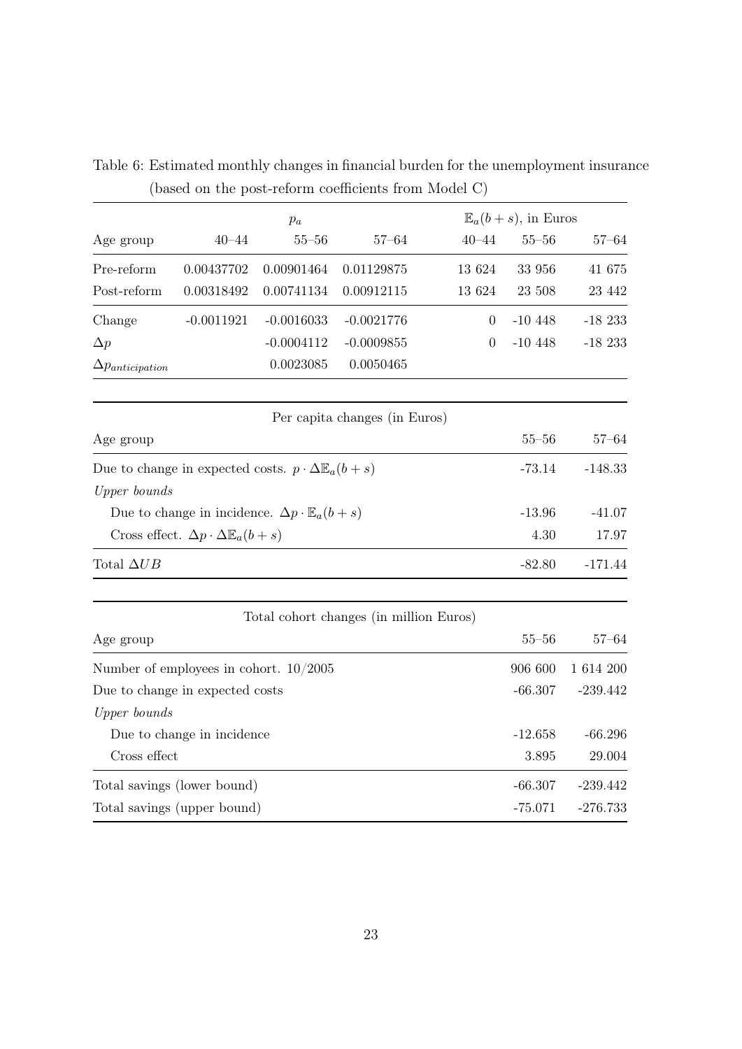Table 6: Estimated monthly changes in financial burden for the unemployment insurance (based on the post-reform coefficients from Model C)

| | $p_a$ | | | $\mathbb{E}_a(b+s)$, in Euros | | |
|---|---|---|---|---|---|---|
| Age group | 40–44 | 55–56 | 57–64 | 40–44 | 55–56 | 57–64 |
| Pre-reform | 0.00437702 | 0.00901464 | 0.01129875 | 13 624 | 33 956 | 41 675 |
| Post-reform | 0.00318492 | 0.00741134 | 0.00912115 | 13 624 | 23 508 | 23 442 |
| Change | -0.0011921 | -0.0016033 | -0.0021776 | 0 | -10 448 | -18 233 |
| $\Delta p$ | | -0.0004112 | -0.0009855 | 0 | -10 448 | -18 233 |
| $\Delta p_{anticipation}$ | | 0.0023085 | 0.0050465 | | | |

| Per capita changes (in Euros) | | |
|---|---|---|
| Age group | 55–56 | 57–64 |
| Due to change in expected costs. $p \cdot \Delta\mathbb{E}_a(b+s)$ | -73.14 | -148.33 |
| *Upper bounds* | | |
| Due to change in incidence. $\Delta p \cdot \mathbb{E}_a(b+s)$ | -13.96 | -41.07 |
| Cross effect. $\Delta p \cdot \Delta\mathbb{E}_a(b+s)$ | 4.30 | 17.97 |
| Total $\Delta UB$ | -82.80 | -171.44 |

| Total cohort changes (in million Euros) | | |
|---|---|---|
| Age group | 55–56 | 57–64 |
| Number of employees in cohort. 10/2005 | 906 600 | 1 614 200 |
| Due to change in expected costs | -66.307 | -239.442 |
| *Upper bounds* | | |
| Due to change in incidence | -12.658 | -66.296 |
| Cross effect | 3.895 | 29.004 |
| Total savings (lower bound) | -66.307 | -239.442 |
| Total savings (upper bound) | -75.071 | -276.733 |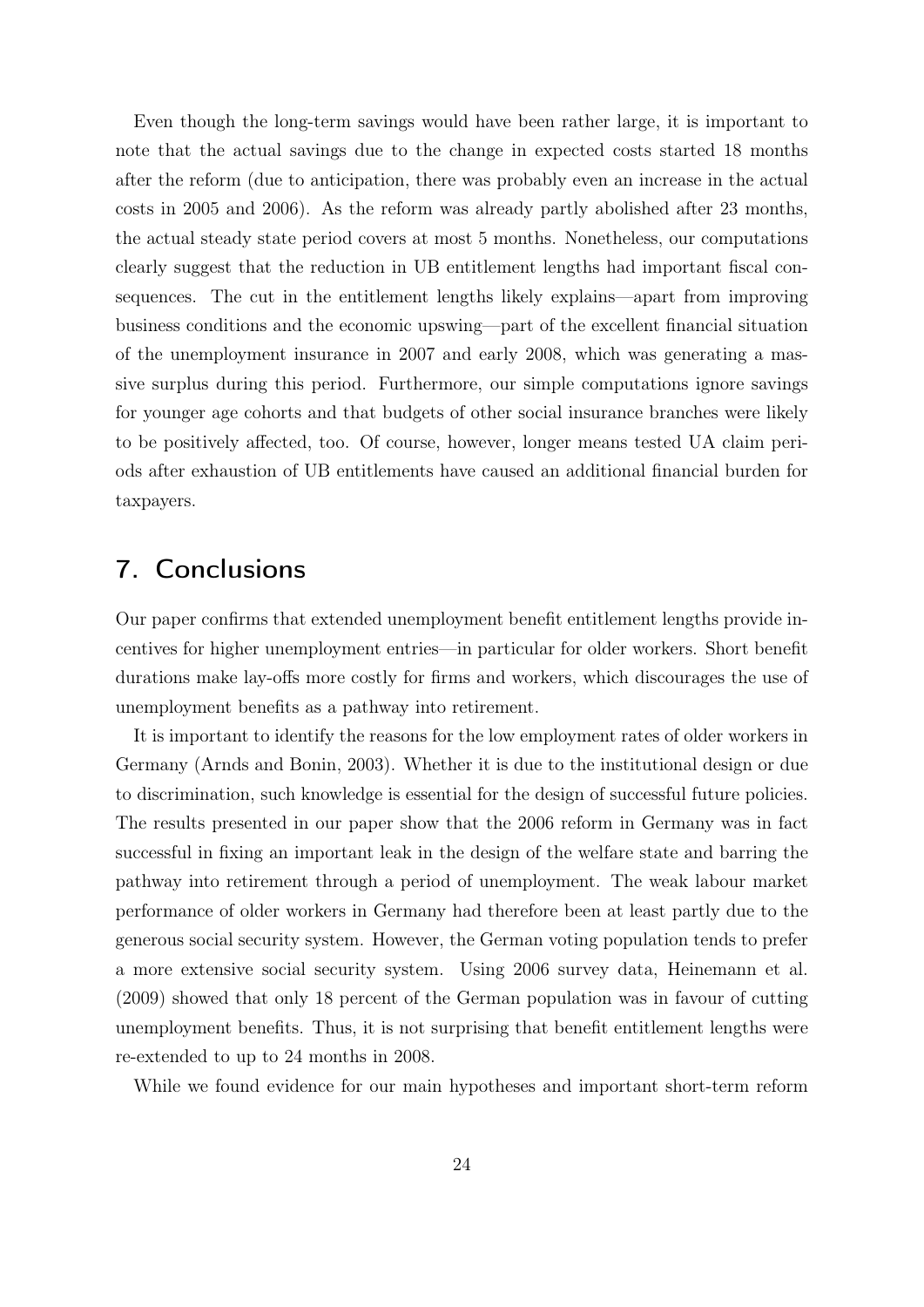Even though the long-term savings would have been rather large, it is important to note that the actual savings due to the change in expected costs started 18 months after the reform (due to anticipation, there was probably even an increase in the actual costs in 2005 and 2006). As the reform was already partly abolished after 23 months, the actual steady state period covers at most 5 months. Nonetheless, our computations clearly suggest that the reduction in UB entitlement lengths had important fiscal consequences. The cut in the entitlement lengths likely explains—apart from improving business conditions and the economic upswing—part of the excellent financial situation of the unemployment insurance in 2007 and early 2008, which was generating a massive surplus during this period. Furthermore, our simple computations ignore savings for younger age cohorts and that budgets of other social insurance branches were likely to be positively affected, too. Of course, however, longer means tested UA claim periods after exhaustion of UB entitlements have caused an additional financial burden for taxpayers.

## 7. Conclusions

Our paper confirms that extended unemployment benefit entitlement lengths provide incentives for higher unemployment entries—in particular for older workers. Short benefit durations make lay-offs more costly for firms and workers, which discourages the use of unemployment benefits as a pathway into retirement.

It is important to identify the reasons for the low employment rates of older workers in Germany (Arnds and Bonin, 2003). Whether it is due to the institutional design or due to discrimination, such knowledge is essential for the design of successful future policies. The results presented in our paper show that the 2006 reform in Germany was in fact successful in fixing an important leak in the design of the welfare state and barring the pathway into retirement through a period of unemployment. The weak labour market performance of older workers in Germany had therefore been at least partly due to the generous social security system. However, the German voting population tends to prefer a more extensive social security system. Using 2006 survey data, Heinemann et al. (2009) showed that only 18 percent of the German population was in favour of cutting unemployment benefits. Thus, it is not surprising that benefit entitlement lengths were re-extended to up to 24 months in 2008.

While we found evidence for our main hypotheses and important short-term reform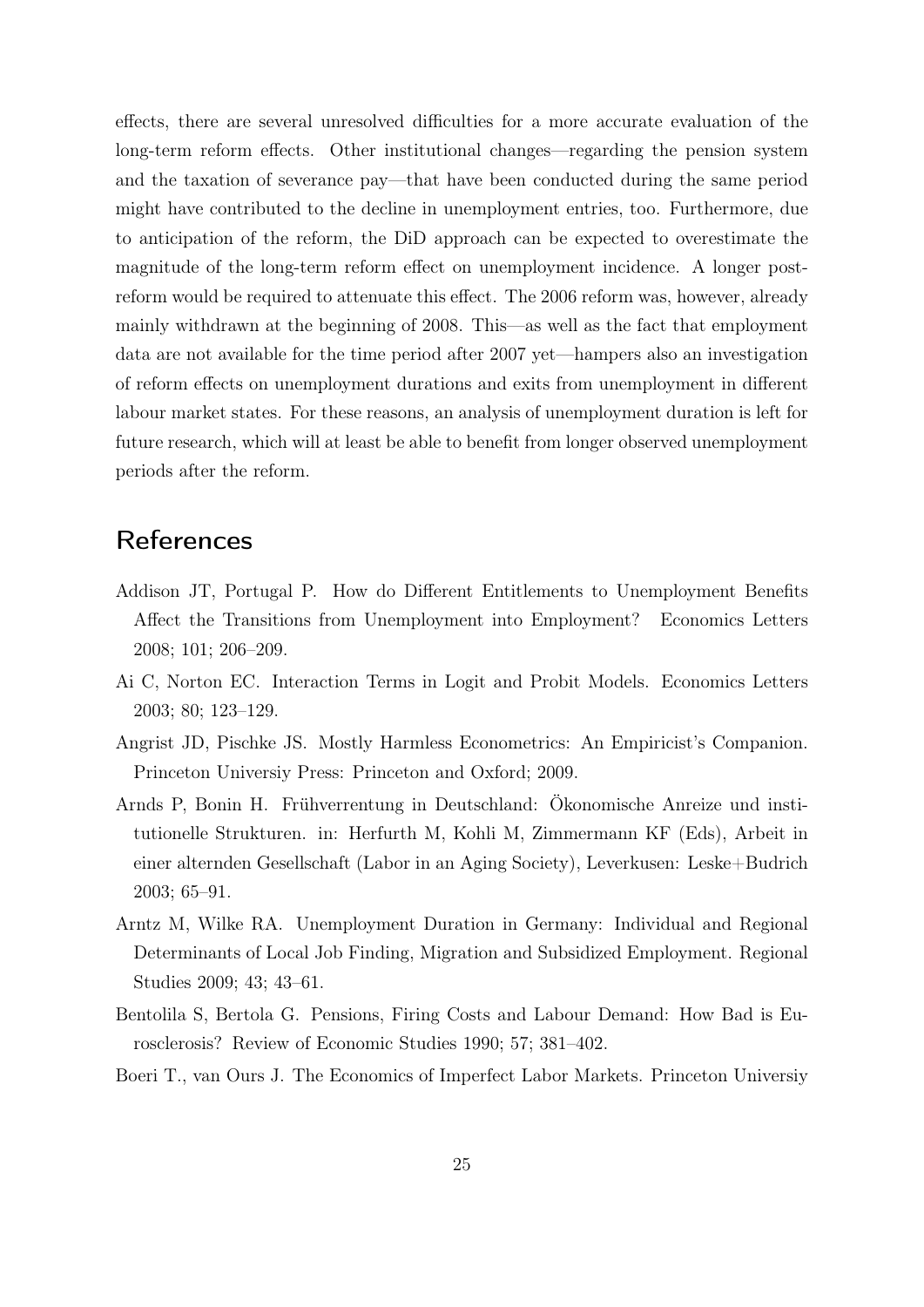effects, there are several unresolved difficulties for a more accurate evaluation of the long-term reform effects. Other institutional changes—regarding the pension system and the taxation of severance pay—that have been conducted during the same period might have contributed to the decline in unemployment entries, too. Furthermore, due to anticipation of the reform, the DiD approach can be expected to overestimate the magnitude of the long-term reform effect on unemployment incidence. A longer post-reform would be required to attenuate this effect. The 2006 reform was, however, already mainly withdrawn at the beginning of 2008. This—as well as the fact that employment data are not available for the time period after 2007 yet—hampers also an investigation of reform effects on unemployment durations and exits from unemployment in different labour market states. For these reasons, an analysis of unemployment duration is left for future research, which will at least be able to benefit from longer observed unemployment periods after the reform.

## References

Addison JT, Portugal P. How do Different Entitlements to Unemployment Benefits Affect the Transitions from Unemployment into Employment? Economics Letters 2008; 101; 206–209.

Ai C, Norton EC. Interaction Terms in Logit and Probit Models. Economics Letters 2003; 80; 123–129.

Angrist JD, Pischke JS. Mostly Harmless Econometrics: An Empiricist's Companion. Princeton Universiy Press: Princeton and Oxford; 2009.

Arnds P, Bonin H. Frühverrentung in Deutschland: Ökonomische Anreize und institutionelle Strukturen. in: Herfurth M, Kohli M, Zimmermann KF (Eds), Arbeit in einer alternden Gesellschaft (Labor in an Aging Society), Leverkusen: Leske+Budrich 2003; 65–91.

Arntz M, Wilke RA. Unemployment Duration in Germany: Individual and Regional Determinants of Local Job Finding, Migration and Subsidized Employment. Regional Studies 2009; 43; 43–61.

Bentolila S, Bertola G. Pensions, Firing Costs and Labour Demand: How Bad is Eurosclerosis? Review of Economic Studies 1990; 57; 381–402.

Boeri T., van Ours J. The Economics of Imperfect Labor Markets. Princeton Universiy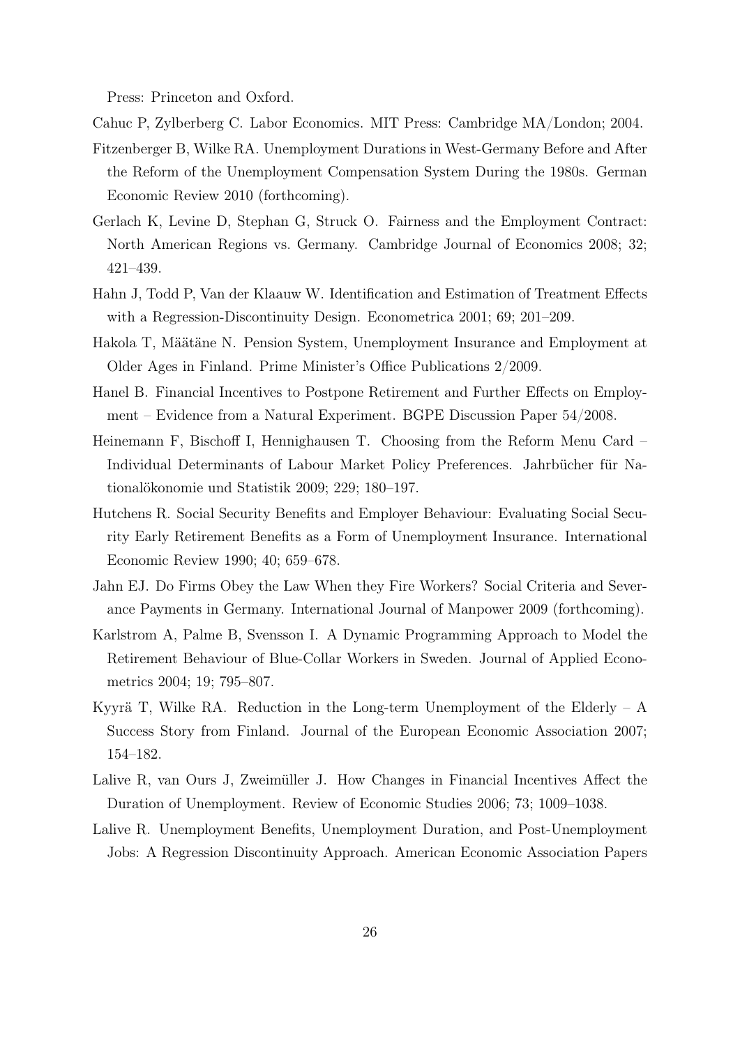Press: Princeton and Oxford.

Cahuc P, Zylberberg C. Labor Economics. MIT Press: Cambridge MA/London; 2004.

Fitzenberger B, Wilke RA. Unemployment Durations in West-Germany Before and After the Reform of the Unemployment Compensation System During the 1980s. German Economic Review 2010 (forthcoming).

Gerlach K, Levine D, Stephan G, Struck O. Fairness and the Employment Contract: North American Regions vs. Germany. Cambridge Journal of Economics 2008; 32; 421–439.

Hahn J, Todd P, Van der Klaauw W. Identification and Estimation of Treatment Effects with a Regression-Discontinuity Design. Econometrica 2001; 69; 201–209.

Hakola T, Määtäne N. Pension System, Unemployment Insurance and Employment at Older Ages in Finland. Prime Minister's Office Publications 2/2009.

Hanel B. Financial Incentives to Postpone Retirement and Further Effects on Employment – Evidence from a Natural Experiment. BGPE Discussion Paper 54/2008.

Heinemann F, Bischoff I, Hennighausen T. Choosing from the Reform Menu Card – Individual Determinants of Labour Market Policy Preferences. Jahrbücher für Nationalökonomie und Statistik 2009; 229; 180–197.

Hutchens R. Social Security Benefits and Employer Behaviour: Evaluating Social Security Early Retirement Benefits as a Form of Unemployment Insurance. International Economic Review 1990; 40; 659–678.

Jahn EJ. Do Firms Obey the Law When they Fire Workers? Social Criteria and Severance Payments in Germany. International Journal of Manpower 2009 (forthcoming).

Karlstrom A, Palme B, Svensson I. A Dynamic Programming Approach to Model the Retirement Behaviour of Blue-Collar Workers in Sweden. Journal of Applied Econometrics 2004; 19; 795–807.

Kyyrä T, Wilke RA. Reduction in the Long-term Unemployment of the Elderly – A Success Story from Finland. Journal of the European Economic Association 2007; 154–182.

Lalive R, van Ours J, Zweimüller J. How Changes in Financial Incentives Affect the Duration of Unemployment. Review of Economic Studies 2006; 73; 1009–1038.

Lalive R. Unemployment Benefits, Unemployment Duration, and Post-Unemployment Jobs: A Regression Discontinuity Approach. American Economic Association Papers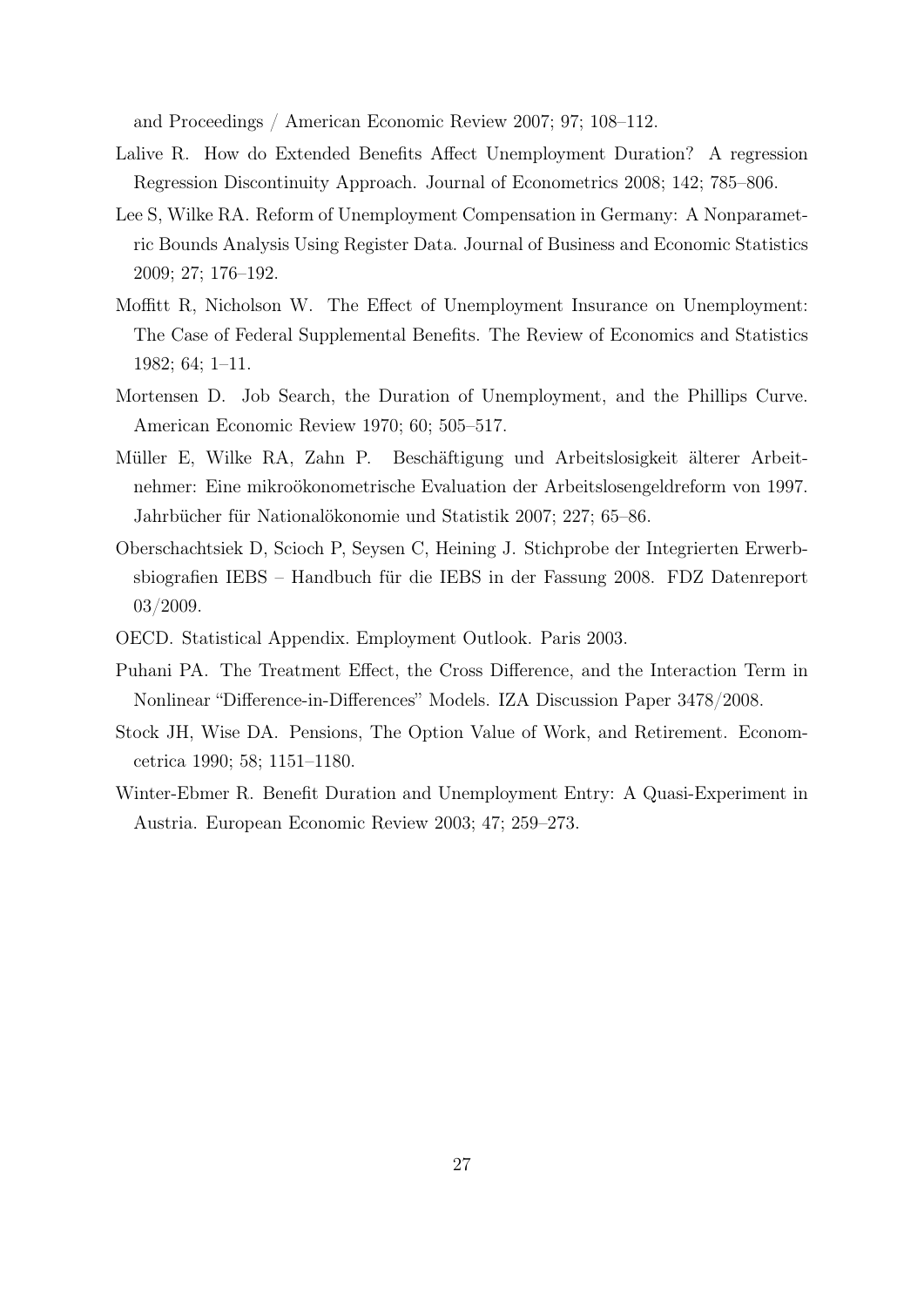and Proceedings / American Economic Review 2007; 97; 108–112.

Lalive R. How do Extended Benefits Affect Unemployment Duration? A regression Regression Discontinuity Approach. Journal of Econometrics 2008; 142; 785–806.

Lee S, Wilke RA. Reform of Unemployment Compensation in Germany: A Nonparametric Bounds Analysis Using Register Data. Journal of Business and Economic Statistics 2009; 27; 176–192.

Moffitt R, Nicholson W. The Effect of Unemployment Insurance on Unemployment: The Case of Federal Supplemental Benefits. The Review of Economics and Statistics 1982; 64; 1–11.

Mortensen D. Job Search, the Duration of Unemployment, and the Phillips Curve. American Economic Review 1970; 60; 505–517.

Müller E, Wilke RA, Zahn P. Beschäftigung und Arbeitslosigkeit älterer Arbeitnehmer: Eine mikroökonometrische Evaluation der Arbeitslosengeldreform von 1997. Jahrbücher für Nationalökonomie und Statistik 2007; 227; 65–86.

Oberschachtsiek D, Scioch P, Seysen C, Heining J. Stichprobe der Integrierten Erwerbsbiografien IEBS – Handbuch für die IEBS in der Fassung 2008. FDZ Datenreport 03/2009.

OECD. Statistical Appendix. Employment Outlook. Paris 2003.

Puhani PA. The Treatment Effect, the Cross Difference, and the Interaction Term in Nonlinear "Difference-in-Differences" Models. IZA Discussion Paper 3478/2008.

Stock JH, Wise DA. Pensions, The Option Value of Work, and Retirement. Economcetrica 1990; 58; 1151–1180.

Winter-Ebmer R. Benefit Duration and Unemployment Entry: A Quasi-Experiment in Austria. European Economic Review 2003; 47; 259–273.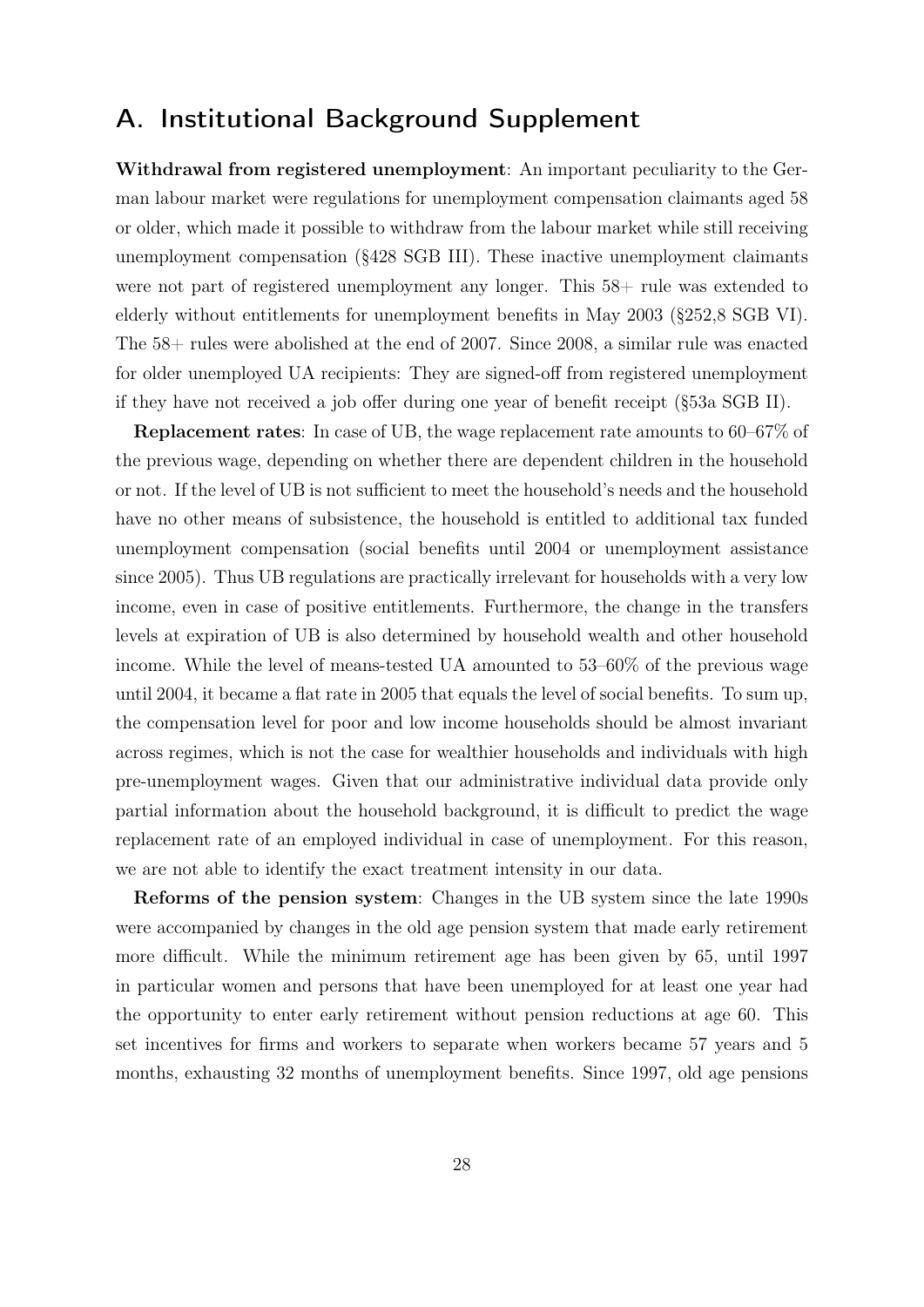## A. Institutional Background Supplement

**Withdrawal from registered unemployment**: An important peculiarity to the German labour market were regulations for unemployment compensation claimants aged 58 or older, which made it possible to withdraw from the labour market while still receiving unemployment compensation (§428 SGB III). These inactive unemployment claimants were not part of registered unemployment any longer. This 58+ rule was extended to elderly without entitlements for unemployment benefits in May 2003 (§252,8 SGB VI). The 58+ rules were abolished at the end of 2007. Since 2008, a similar rule was enacted for older unemployed UA recipients: They are signed-off from registered unemployment if they have not received a job offer during one year of benefit receipt (§53a SGB II).

**Replacement rates**: In case of UB, the wage replacement rate amounts to 60–67% of the previous wage, depending on whether there are dependent children in the household or not. If the level of UB is not sufficient to meet the household's needs and the household have no other means of subsistence, the household is entitled to additional tax funded unemployment compensation (social benefits until 2004 or unemployment assistance since 2005). Thus UB regulations are practically irrelevant for households with a very low income, even in case of positive entitlements. Furthermore, the change in the transfers levels at expiration of UB is also determined by household wealth and other household income. While the level of means-tested UA amounted to 53–60% of the previous wage until 2004, it became a flat rate in 2005 that equals the level of social benefits. To sum up, the compensation level for poor and low income households should be almost invariant across regimes, which is not the case for wealthier households and individuals with high pre-unemployment wages. Given that our administrative individual data provide only partial information about the household background, it is difficult to predict the wage replacement rate of an employed individual in case of unemployment. For this reason, we are not able to identify the exact treatment intensity in our data.

**Reforms of the pension system**: Changes in the UB system since the late 1990s were accompanied by changes in the old age pension system that made early retirement more difficult. While the minimum retirement age has been given by 65, until 1997 in particular women and persons that have been unemployed for at least one year had the opportunity to enter early retirement without pension reductions at age 60. This set incentives for firms and workers to separate when workers became 57 years and 5 months, exhausting 32 months of unemployment benefits. Since 1997, old age pensions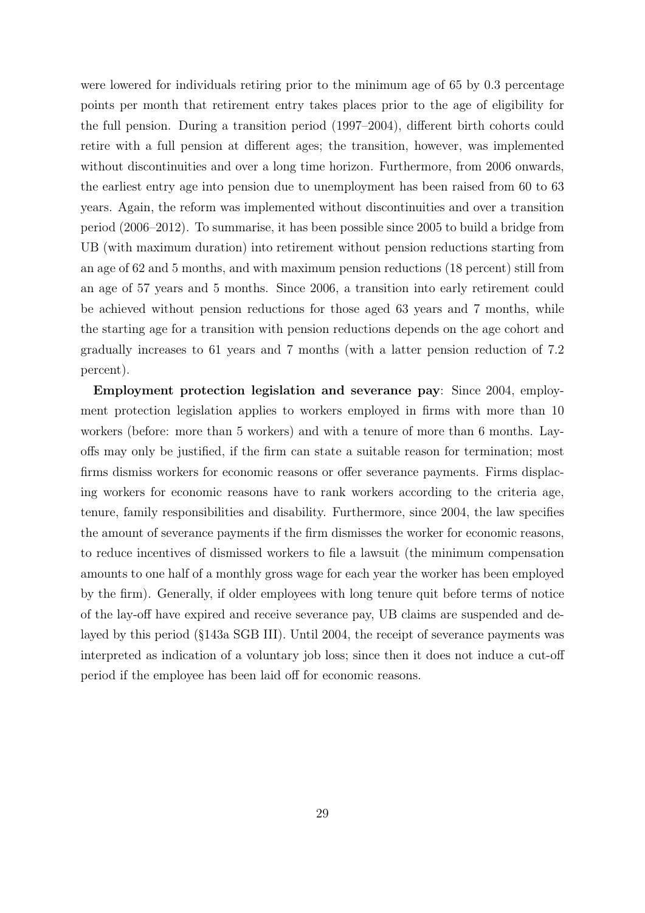were lowered for individuals retiring prior to the minimum age of 65 by 0.3 percentage points per month that retirement entry takes places prior to the age of eligibility for the full pension. During a transition period (1997–2004), different birth cohorts could retire with a full pension at different ages; the transition, however, was implemented without discontinuities and over a long time horizon. Furthermore, from 2006 onwards, the earliest entry age into pension due to unemployment has been raised from 60 to 63 years. Again, the reform was implemented without discontinuities and over a transition period (2006–2012). To summarise, it has been possible since 2005 to build a bridge from UB (with maximum duration) into retirement without pension reductions starting from an age of 62 and 5 months, and with maximum pension reductions (18 percent) still from an age of 57 years and 5 months. Since 2006, a transition into early retirement could be achieved without pension reductions for those aged 63 years and 7 months, while the starting age for a transition with pension reductions depends on the age cohort and gradually increases to 61 years and 7 months (with a latter pension reduction of 7.2 percent).

**Employment protection legislation and severance pay**: Since 2004, employment protection legislation applies to workers employed in firms with more than 10 workers (before: more than 5 workers) and with a tenure of more than 6 months. Lay-offs may only be justified, if the firm can state a suitable reason for termination; most firms dismiss workers for economic reasons or offer severance payments. Firms displacing workers for economic reasons have to rank workers according to the criteria age, tenure, family responsibilities and disability. Furthermore, since 2004, the law specifies the amount of severance payments if the firm dismisses the worker for economic reasons, to reduce incentives of dismissed workers to file a lawsuit (the minimum compensation amounts to one half of a monthly gross wage for each year the worker has been employed by the firm). Generally, if older employees with long tenure quit before terms of notice of the lay-off have expired and receive severance pay, UB claims are suspended and delayed by this period (§143a SGB III). Until 2004, the receipt of severance payments was interpreted as indication of a voluntary job loss; since then it does not induce a cut-off period if the employee has been laid off for economic reasons.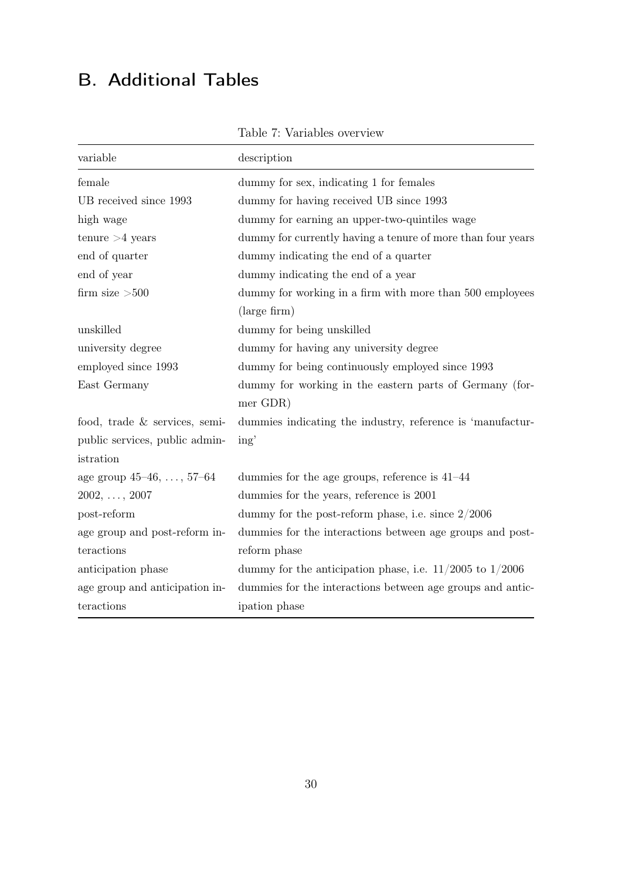# B. Additional Tables

Table 7: Variables overview

| variable | description |
|---|---|
| female | dummy for sex, indicating 1 for females |
| UB received since 1993 | dummy for having received UB since 1993 |
| high wage | dummy for earning an upper-two-quintiles wage |
| tenure >4 years | dummy for currently having a tenure of more than four years |
| end of quarter | dummy indicating the end of a quarter |
| end of year | dummy indicating the end of a year |
| firm size >500 | dummy for working in a firm with more than 500 employees (large firm) |
| unskilled | dummy for being unskilled |
| university degree | dummy for having any university degree |
| employed since 1993 | dummy for being continuously employed since 1993 |
| East Germany | dummy for working in the eastern parts of Germany (former GDR) |
| food, trade & services, semi-public services, public administration | dummies indicating the industry, reference is 'manufacturing' |
| age group 45–46, …, 57–64 | dummies for the age groups, reference is 41–44 |
| 2002, …, 2007 | dummies for the years, reference is 2001 |
| post-reform | dummy for the post-reform phase, i.e. since 2/2006 |
| age group and post-reform interactions | dummies for the interactions between age groups and post-reform phase |
| anticipation phase | dummy for the anticipation phase, i.e. 11/2005 to 1/2006 |
| age group and anticipation interactions | dummies for the interactions between age groups and anticipation phase |